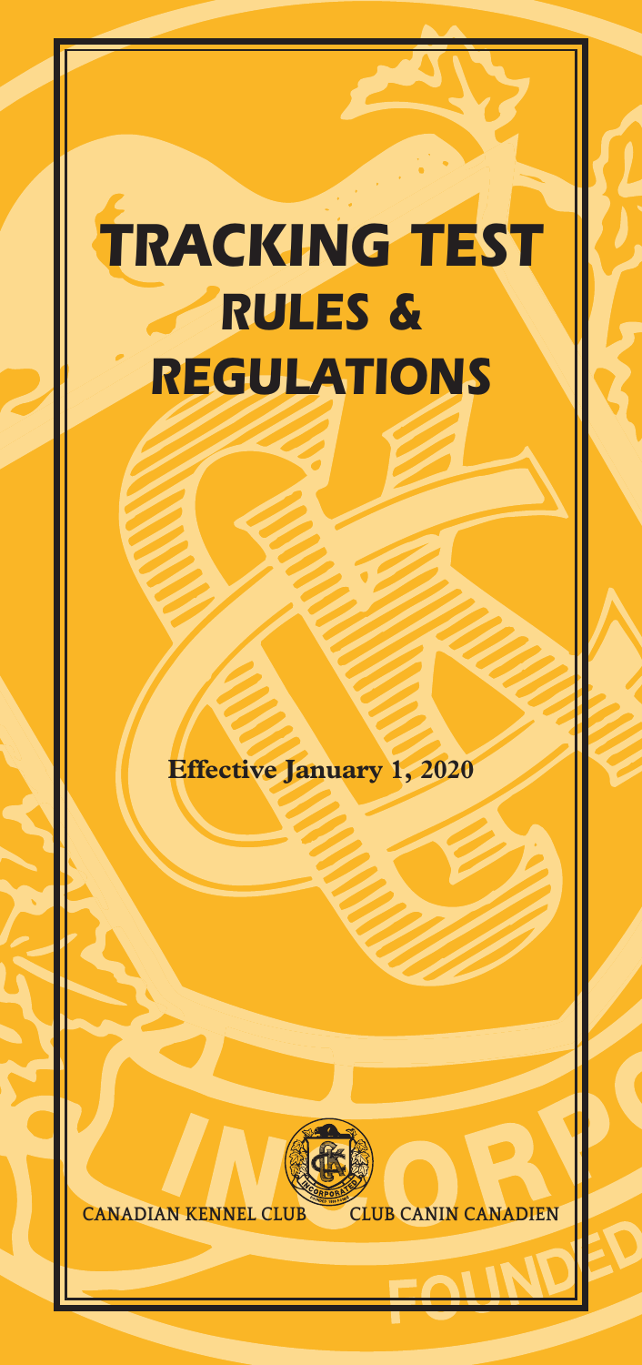# TRACKING TEST RULES & REGULATIONS

**Effective January 1, 2020**

CANADIAN KENNEL CLUB CLUB CANIN CANADIEN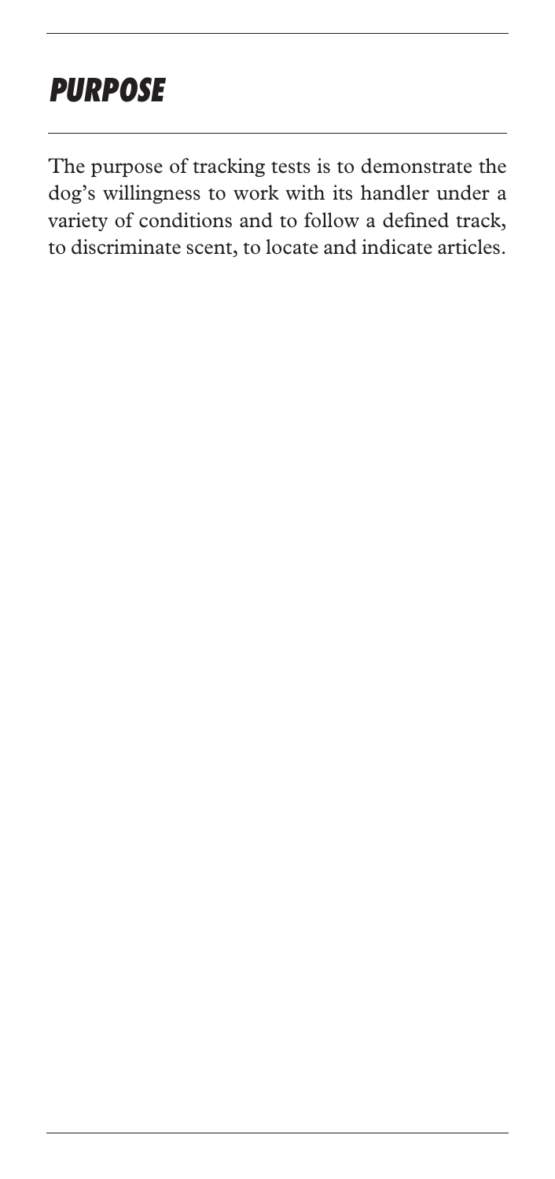## *PURPOSE*

The purpose of tracking tests is to demonstrate the dog's willingness to work with its handler under a variety of conditions and to follow a defined track, to discriminate scent, to locate and indicate articles.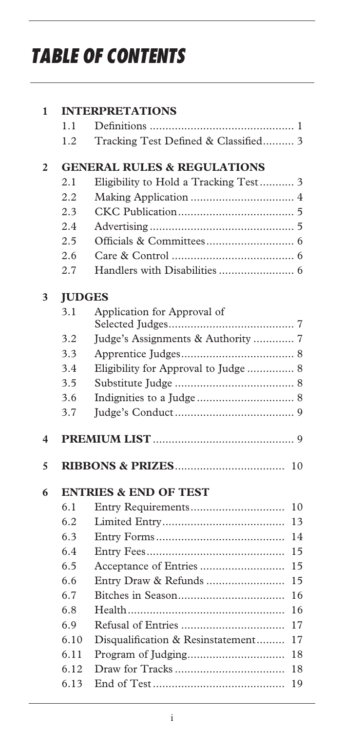# TABLE OF CONTENTS

| | | | |
|---|---|---|---|
| **1** | **INTERPRETATIONS** | | |
| | 1.1 | Definitions | 1 |
| | 1.2 | Tracking Test Defined & Classified | 3 |
| **2** | **GENERAL RULES & REGULATIONS** | | |
| | 2.1 | Eligibility to Hold a Tracking Test | 3 |
| | 2.2 | Making Application | 4 |
| | 2.3 | CKC Publication | 5 |
| | 2.4 | Advertising | 5 |
| | 2.5 | Officials & Committees | 6 |
| | 2.6 | Care & Control | 6 |
| | 2.7 | Handlers with Disabilities | 6 |
| **3** | **JUDGES** | | |
| | 3.1 | Application for Approval of Selected Judges | 7 |
| | 3.2 | Judge's Assignments & Authority | 7 |
| | 3.3 | Apprentice Judges | 8 |
| | 3.4 | Eligibility for Approval to Judge | 8 |
| | 3.5 | Substitute Judge | 8 |
| | 3.6 | Indignities to a Judge | 8 |
| | 3.7 | Judge's Conduct | 9 |
| **4** | **PREMIUM LIST** | | 9 |
| **5** | **RIBBONS & PRIZES** | | 10 |
| **6** | **ENTRIES & END OF TEST** | | |
| | 6.1 | Entry Requirements | 10 |
| | 6.2 | Limited Entry | 13 |
| | 6.3 | Entry Forms | 14 |
| | 6.4 | Entry Fees | 15 |
| | 6.5 | Acceptance of Entries | 15 |
| | 6.6 | Entry Draw & Refunds | 15 |
| | 6.7 | Bitches in Season | 16 |
| | 6.8 | Health | 16 |
| | 6.9 | Refusal of Entries | 17 |
| | 6.10 | Disqualification & Resinstatement | 17 |
| | 6.11 | Program of Judging | 18 |
| | 6.12 | Draw for Tracks | 18 |
| | 6.13 | End of Test | 19 |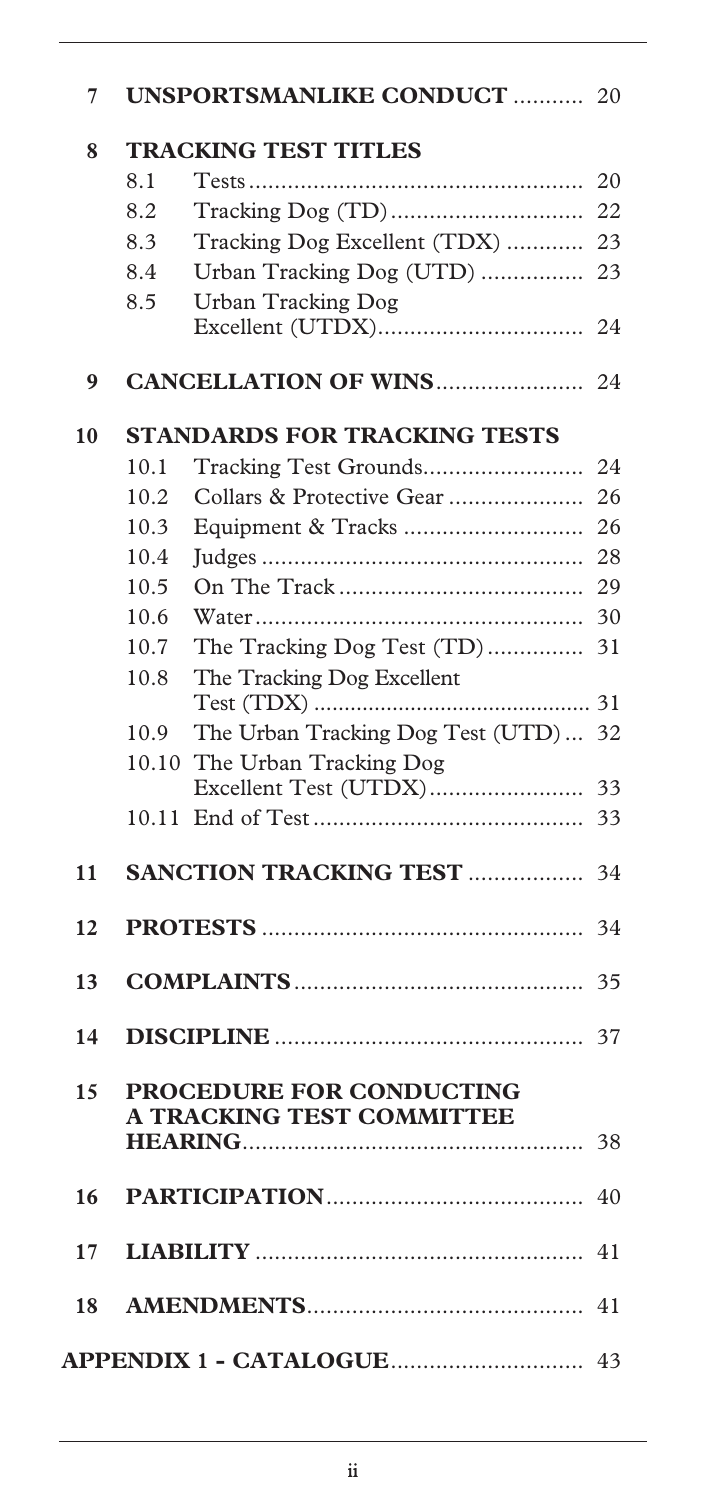| | | | |
|---|---|---|---|
| **7** | **UNSPORTSMANLIKE CONDUCT** | | 20 |
| **8** | **TRACKING TEST TITLES** | | |
| | 8.1 | Tests | 20 |
| | 8.2 | Tracking Dog (TD) | 22 |
| | 8.3 | Tracking Dog Excellent (TDX) | 23 |
| | 8.4 | Urban Tracking Dog (UTD) | 23 |
| | 8.5 | Urban Tracking Dog Excellent (UTDX) | 24 |
| **9** | **CANCELLATION OF WINS** | | 24 |
| **10** | **STANDARDS FOR TRACKING TESTS** | | |
| | 10.1 | Tracking Test Grounds | 24 |
| | 10.2 | Collars & Protective Gear | 26 |
| | 10.3 | Equipment & Tracks | 26 |
| | 10.4 | Judges | 28 |
| | 10.5 | On The Track | 29 |
| | 10.6 | Water | 30 |
| | 10.7 | The Tracking Dog Test (TD) | 31 |
| | 10.8 | The Tracking Dog Excellent Test (TDX) | 31 |
| | 10.9 | The Urban Tracking Dog Test (UTD) | 32 |
| | 10.10 | The Urban Tracking Dog Excellent Test (UTDX) | 33 |
| | 10.11 | End of Test | 33 |
| **11** | **SANCTION TRACKING TEST** | | 34 |
| **12** | **PROTESTS** | | 34 |
| **13** | **COMPLAINTS** | | 35 |
| **14** | **DISCIPLINE** | | 37 |
| **15** | **PROCEDURE FOR CONDUCTING A TRACKING TEST COMMITTEE HEARING** | | 38 |
| **16** | **PARTICIPATION** | | 40 |
| **17** | **LIABILITY** | | 41 |
| **18** | **AMENDMENTS** | | 41 |
| **APPENDIX 1 - CATALOGUE** | | | 43 |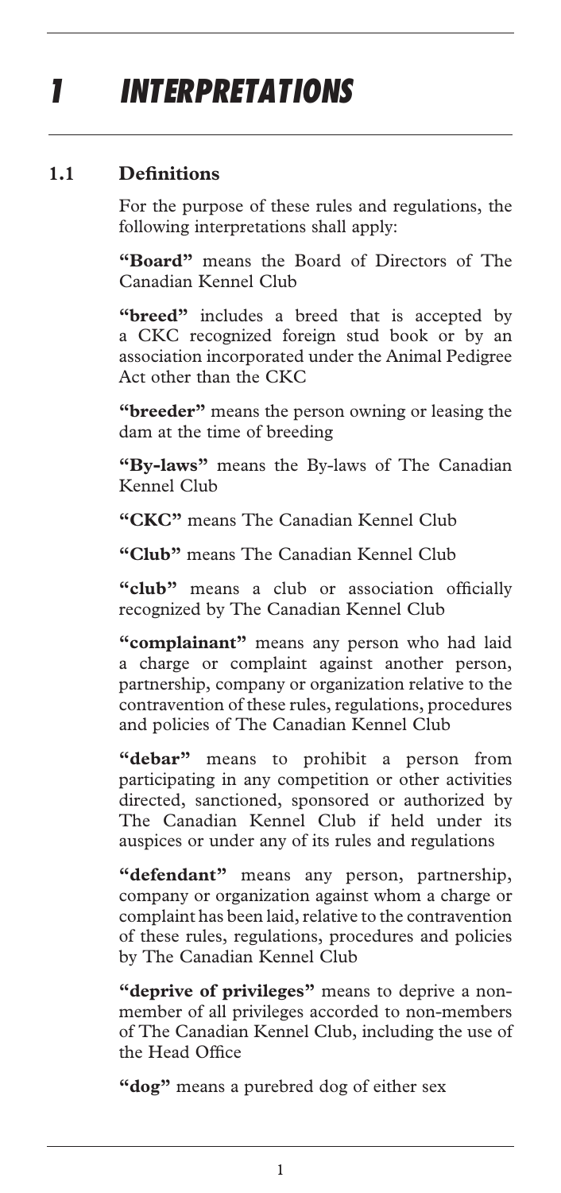# 1 INTERPRETATIONS

## 1.1 Definitions

For the purpose of these rules and regulations, the following interpretations shall apply:

**"Board"** means the Board of Directors of The Canadian Kennel Club

**"breed"** includes a breed that is accepted by a CKC recognized foreign stud book or by an association incorporated under the Animal Pedigree Act other than the CKC

**"breeder"** means the person owning or leasing the dam at the time of breeding

**"By-laws"** means the By-laws of The Canadian Kennel Club

**"CKC"** means The Canadian Kennel Club

**"Club"** means The Canadian Kennel Club

**"club"** means a club or association officially recognized by The Canadian Kennel Club

**"complainant"** means any person who had laid a charge or complaint against another person, partnership, company or organization relative to the contravention of these rules, regulations, procedures and policies of The Canadian Kennel Club

**"debar"** means to prohibit a person from participating in any competition or other activities directed, sanctioned, sponsored or authorized by The Canadian Kennel Club if held under its auspices or under any of its rules and regulations

**"defendant"** means any person, partnership, company or organization against whom a charge or complaint has been laid, relative to the contravention of these rules, regulations, procedures and policies by The Canadian Kennel Club

**"deprive of privileges"** means to deprive a non-member of all privileges accorded to non-members of The Canadian Kennel Club, including the use of the Head Office

**"dog"** means a purebred dog of either sex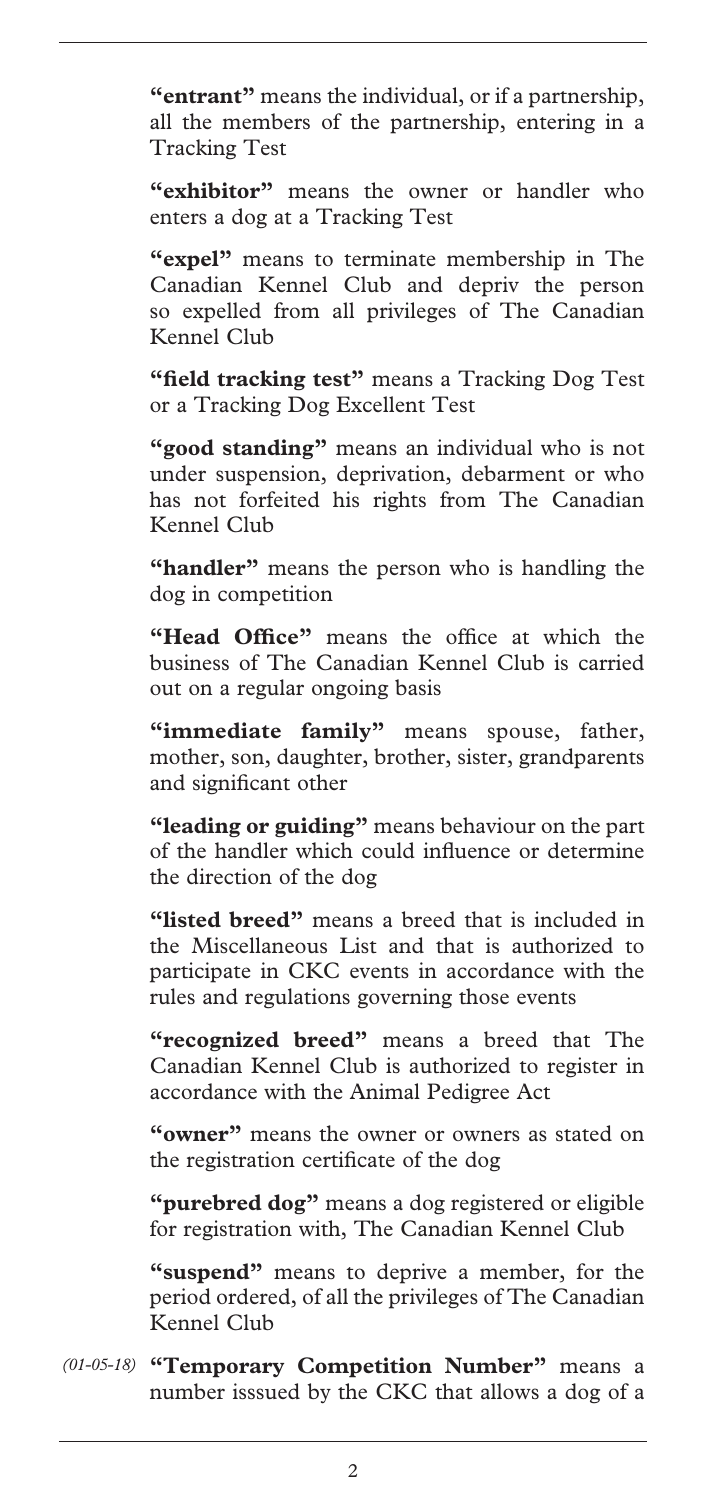**"entrant"** means the individual, or if a partnership, all the members of the partnership, entering in a Tracking Test

**"exhibitor"** means the owner or handler who enters a dog at a Tracking Test

**"expel"** means to terminate membership in The Canadian Kennel Club and depriv the person so expelled from all privileges of The Canadian Kennel Club

**"field tracking test"** means a Tracking Dog Test or a Tracking Dog Excellent Test

**"good standing"** means an individual who is not under suspension, deprivation, debarment or who has not forfeited his rights from The Canadian Kennel Club

**"handler"** means the person who is handling the dog in competition

**"Head Office"** means the office at which the business of The Canadian Kennel Club is carried out on a regular ongoing basis

**"immediate family"** means spouse, father, mother, son, daughter, brother, sister, grandparents and significant other

**"leading or guiding"** means behaviour on the part of the handler which could influence or determine the direction of the dog

**"listed breed"** means a breed that is included in the Miscellaneous List and that is authorized to participate in CKC events in accordance with the rules and regulations governing those events

**"recognized breed"** means a breed that The Canadian Kennel Club is authorized to register in accordance with the Animal Pedigree Act

**"owner"** means the owner or owners as stated on the registration certificate of the dog

**"purebred dog"** means a dog registered or eligible for registration with, The Canadian Kennel Club

**"suspend"** means to deprive a member, for the period ordered, of all the privileges of The Canadian Kennel Club

*(01-05-18)* **"Temporary Competition Number"** means a number isssued by the CKC that allows a dog of a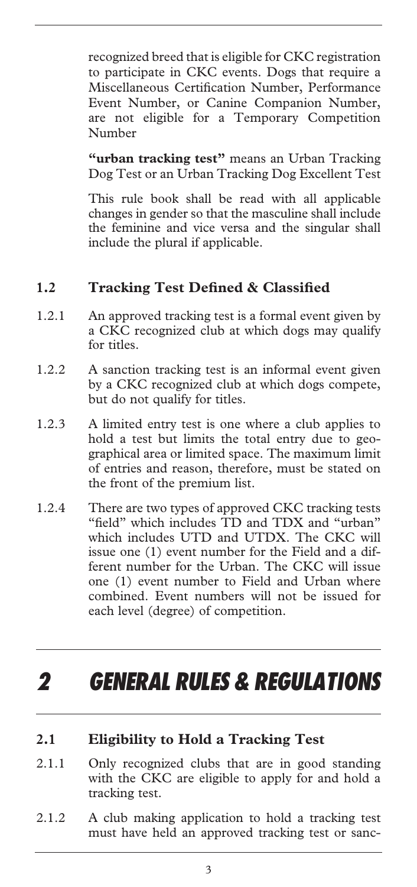recognized breed that is eligible for CKC registration to participate in CKC events. Dogs that require a Miscellaneous Certification Number, Performance Event Number, or Canine Companion Number, are not eligible for a Temporary Competition Number

**"urban tracking test"** means an Urban Tracking Dog Test or an Urban Tracking Dog Excellent Test

This rule book shall be read with all applicable changes in gender so that the masculine shall include the feminine and vice versa and the singular shall include the plural if applicable.

### 1.2 Tracking Test Defined & Classified

1.2.1 An approved tracking test is a formal event given by a CKC recognized club at which dogs may qualify for titles.

1.2.2 A sanction tracking test is an informal event given by a CKC recognized club at which dogs compete, but do not qualify for titles.

1.2.3 A limited entry test is one where a club applies to hold a test but limits the total entry due to geographical area or limited space. The maximum limit of entries and reason, therefore, must be stated on the front of the premium list.

1.2.4 There are two types of approved CKC tracking tests "field" which includes TD and TDX and "urban" which includes UTD and UTDX. The CKC will issue one (1) event number for the Field and a different number for the Urban. The CKC will issue one (1) event number to Field and Urban where combined. Event numbers will not be issued for each level (degree) of competition.

# *2 GENERAL RULES & REGULATIONS*

### 2.1 Eligibility to Hold a Tracking Test

2.1.1 Only recognized clubs that are in good standing with the CKC are eligible to apply for and hold a tracking test.

2.1.2 A club making application to hold a tracking test must have held an approved tracking test or sanc-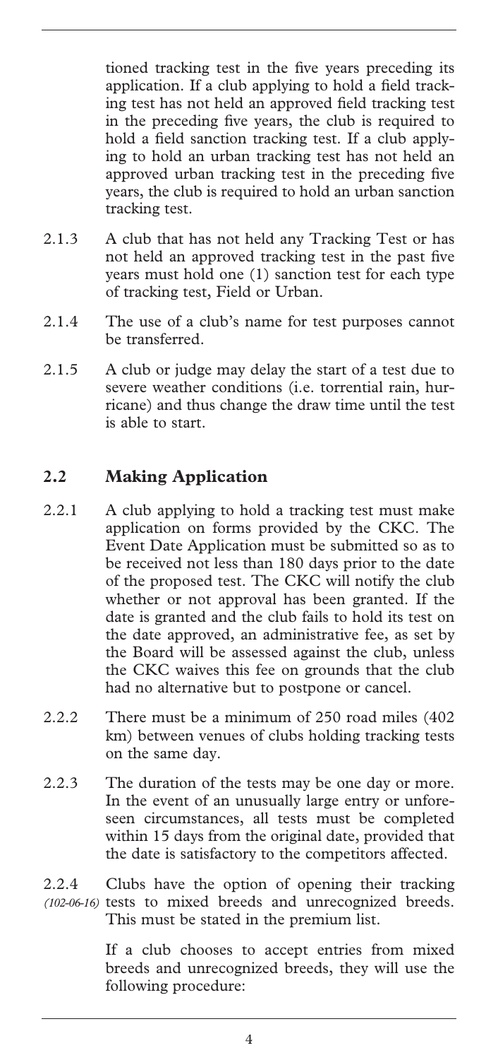tioned tracking test in the five years preceding its application. If a club applying to hold a field tracking test has not held an approved field tracking test in the preceding five years, the club is required to hold a field sanction tracking test. If a club applying to hold an urban tracking test has not held an approved urban tracking test in the preceding five years, the club is required to hold an urban sanction tracking test.

2.1.3 A club that has not held any Tracking Test or has not held an approved tracking test in the past five years must hold one (1) sanction test for each type of tracking test, Field or Urban.

2.1.4 The use of a club's name for test purposes cannot be transferred.

2.1.5 A club or judge may delay the start of a test due to severe weather conditions (i.e. torrential rain, hurricane) and thus change the draw time until the test is able to start.

## 2.2 Making Application

2.2.1 A club applying to hold a tracking test must make application on forms provided by the CKC. The Event Date Application must be submitted so as to be received not less than 180 days prior to the date of the proposed test. The CKC will notify the club whether or not approval has been granted. If the date is granted and the club fails to hold its test on the date approved, an administrative fee, as set by the Board will be assessed against the club, unless the CKC waives this fee on grounds that the club had no alternative but to postpone or cancel.

2.2.2 There must be a minimum of 250 road miles (402 km) between venues of clubs holding tracking tests on the same day.

2.2.3 The duration of the tests may be one day or more. In the event of an unusually large entry or unforeseen circumstances, all tests must be completed within 15 days from the original date, provided that the date is satisfactory to the competitors affected.

2.2.4 *(102-06-16)* Clubs have the option of opening their tracking tests to mixed breeds and unrecognized breeds. This must be stated in the premium list.

If a club chooses to accept entries from mixed breeds and unrecognized breeds, they will use the following procedure: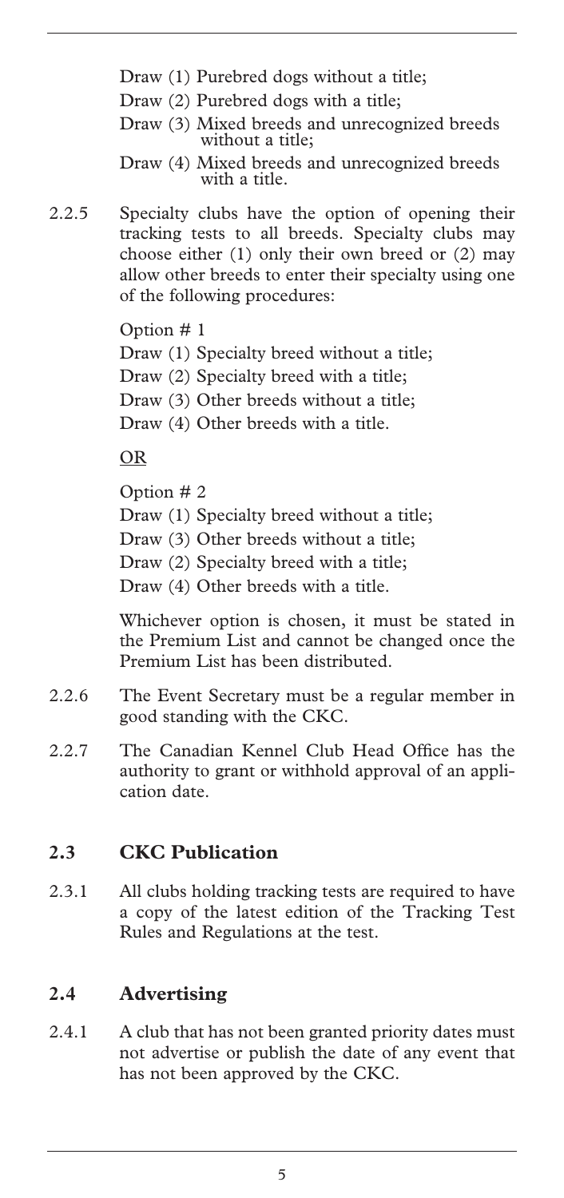Draw (1) Purebred dogs without a title;

Draw (2) Purebred dogs with a title;

Draw (3) Mixed breeds and unrecognized breeds without a title;

Draw (4) Mixed breeds and unrecognized breeds with a title.

2.2.5 Specialty clubs have the option of opening their tracking tests to all breeds. Specialty clubs may choose either (1) only their own breed or (2) may allow other breeds to enter their specialty using one of the following procedures:

Option # 1

Draw (1) Specialty breed without a title;

Draw (2) Specialty breed with a title;

Draw (3) Other breeds without a title;

Draw (4) Other breeds with a title.

<u>OR</u>

Option # 2

Draw (1) Specialty breed without a title;

Draw (3) Other breeds without a title;

Draw (2) Specialty breed with a title;

Draw (4) Other breeds with a title.

Whichever option is chosen, it must be stated in the Premium List and cannot be changed once the Premium List has been distributed.

2.2.6 The Event Secretary must be a regular member in good standing with the CKC.

2.2.7 The Canadian Kennel Club Head Office has the authority to grant or withhold approval of an application date.

## 2.3 CKC Publication

2.3.1 All clubs holding tracking tests are required to have a copy of the latest edition of the Tracking Test Rules and Regulations at the test.

## 2.4 Advertising

2.4.1 A club that has not been granted priority dates must not advertise or publish the date of any event that has not been approved by the CKC.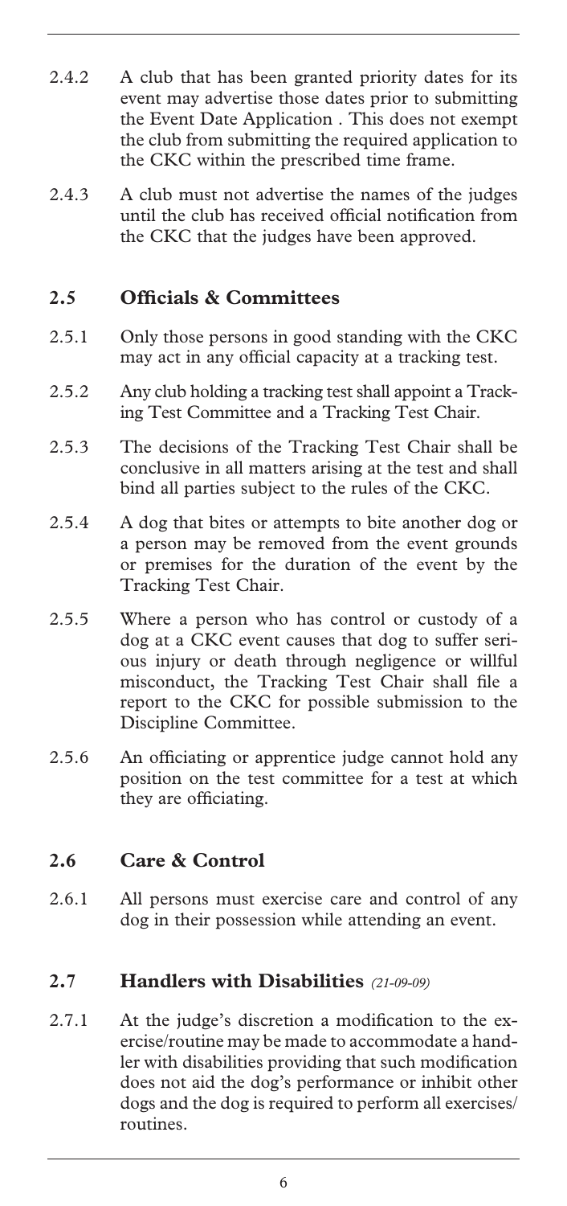2.4.2 A club that has been granted priority dates for its event may advertise those dates prior to submitting the Event Date Application . This does not exempt the club from submitting the required application to the CKC within the prescribed time frame.

2.4.3 A club must not advertise the names of the judges until the club has received official notification from the CKC that the judges have been approved.

## 2.5 Officials & Committees

2.5.1 Only those persons in good standing with the CKC may act in any official capacity at a tracking test.

2.5.2 Any club holding a tracking test shall appoint a Tracking Test Committee and a Tracking Test Chair.

2.5.3 The decisions of the Tracking Test Chair shall be conclusive in all matters arising at the test and shall bind all parties subject to the rules of the CKC.

2.5.4 A dog that bites or attempts to bite another dog or a person may be removed from the event grounds or premises for the duration of the event by the Tracking Test Chair.

2.5.5 Where a person who has control or custody of a dog at a CKC event causes that dog to suffer serious injury or death through negligence or willful misconduct, the Tracking Test Chair shall file a report to the CKC for possible submission to the Discipline Committee.

2.5.6 An officiating or apprentice judge cannot hold any position on the test committee for a test at which they are officiating.

## 2.6 Care & Control

2.6.1 All persons must exercise care and control of any dog in their possession while attending an event.

## 2.7 Handlers with Disabilities *(21-09-09)*

2.7.1 At the judge's discretion a modification to the exercise/routine may be made to accommodate a handler with disabilities providing that such modification does not aid the dog's performance or inhibit other dogs and the dog is required to perform all exercises/routines.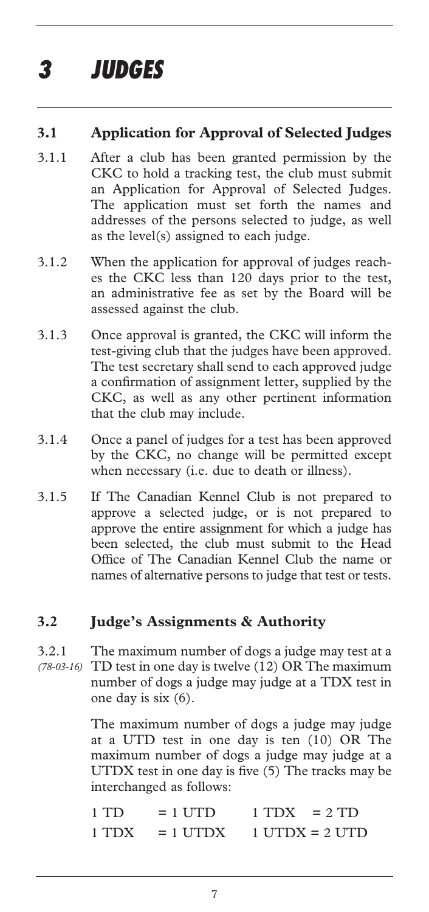# 3 JUDGES

## 3.1 Application for Approval of Selected Judges

3.1.1 After a club has been granted permission by the CKC to hold a tracking test, the club must submit an Application for Approval of Selected Judges. The application must set forth the names and addresses of the persons selected to judge, as well as the level(s) assigned to each judge.

3.1.2 When the application for approval of judges reaches the CKC less than 120 days prior to the test, an administrative fee as set by the Board will be assessed against the club.

3.1.3 Once approval is granted, the CKC will inform the test-giving club that the judges have been approved. The test secretary shall send to each approved judge a confirmation of assignment letter, supplied by the CKC, as well as any other pertinent information that the club may include.

3.1.4 Once a panel of judges for a test has been approved by the CKC, no change will be permitted except when necessary (i.e. due to death or illness).

3.1.5 If The Canadian Kennel Club is not prepared to approve a selected judge, or is not prepared to approve the entire assignment for which a judge has been selected, the club must submit to the Head Office of The Canadian Kennel Club the name or names of alternative persons to judge that test or tests.

## 3.2 Judge's Assignments & Authority

3.2.1 *(78-03-16)* The maximum number of dogs a judge may test at a TD test in one day is twelve (12) OR The maximum number of dogs a judge may judge at a TDX test in one day is six (6).

The maximum number of dogs a judge may judge at a UTD test in one day is ten (10) OR The maximum number of dogs a judge may judge at a UTDX test in one day is five (5) The tracks may be interchanged as follows:

| | | | |
|---|---|---|---|
| 1 TD | = 1 UTD | 1 TDX | = 2 TD |
| 1 TDX | = 1 UTDX | 1 UTDX | = 2 UTD |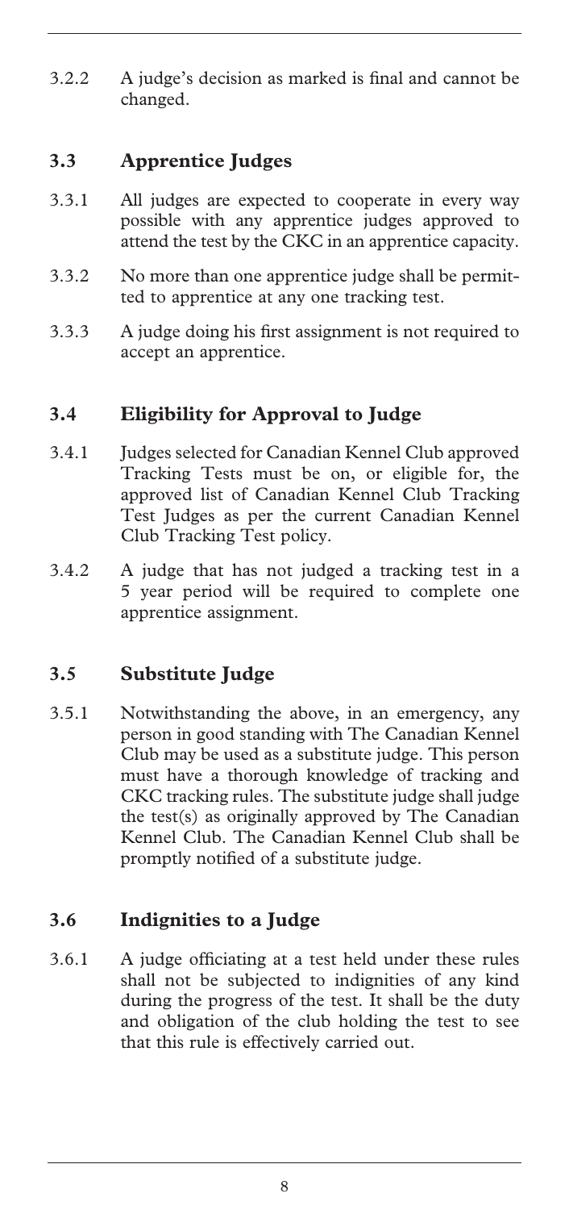3.2.2 A judge's decision as marked is final and cannot be changed.

## 3.3 Apprentice Judges

3.3.1 All judges are expected to cooperate in every way possible with any apprentice judges approved to attend the test by the CKC in an apprentice capacity.

3.3.2 No more than one apprentice judge shall be permitted to apprentice at any one tracking test.

3.3.3 A judge doing his first assignment is not required to accept an apprentice.

## 3.4 Eligibility for Approval to Judge

3.4.1 Judges selected for Canadian Kennel Club approved Tracking Tests must be on, or eligible for, the approved list of Canadian Kennel Club Tracking Test Judges as per the current Canadian Kennel Club Tracking Test policy.

3.4.2 A judge that has not judged a tracking test in a 5 year period will be required to complete one apprentice assignment.

## 3.5 Substitute Judge

3.5.1 Notwithstanding the above, in an emergency, any person in good standing with The Canadian Kennel Club may be used as a substitute judge. This person must have a thorough knowledge of tracking and CKC tracking rules. The substitute judge shall judge the test(s) as originally approved by The Canadian Kennel Club. The Canadian Kennel Club shall be promptly notified of a substitute judge.

## 3.6 Indignities to a Judge

3.6.1 A judge officiating at a test held under these rules shall not be subjected to indignities of any kind during the progress of the test. It shall be the duty and obligation of the club holding the test to see that this rule is effectively carried out.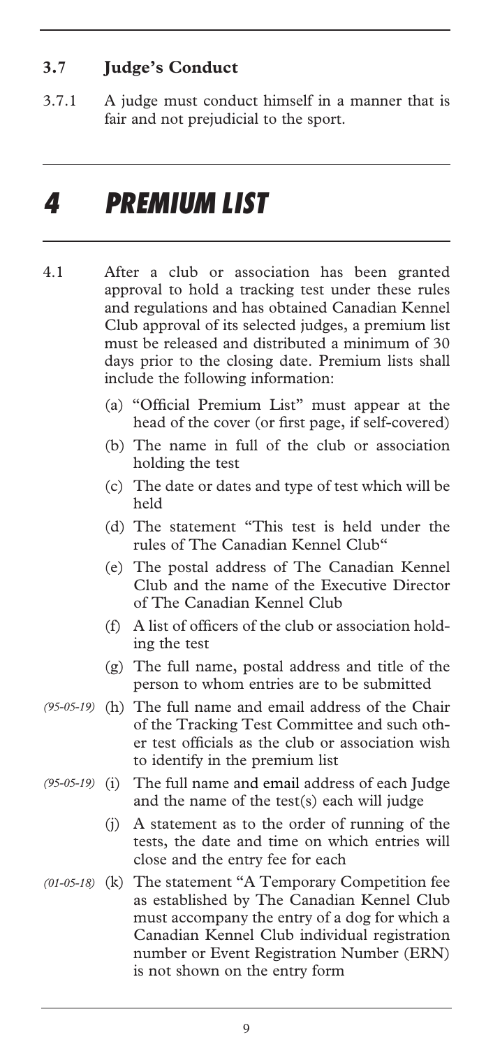### 3.7 Judge's Conduct

3.7.1 A judge must conduct himself in a manner that is fair and not prejudicial to the sport.

# *4 PREMIUM LIST*

4.1 After a club or association has been granted approval to hold a tracking test under these rules and regulations and has obtained Canadian Kennel Club approval of its selected judges, a premium list must be released and distributed a minimum of 30 days prior to the closing date. Premium lists shall include the following information:

(a) "Official Premium List" must appear at the head of the cover (or first page, if self-covered)

(b) The name in full of the club or association holding the test

(c) The date or dates and type of test which will be held

(d) The statement "This test is held under the rules of The Canadian Kennel Club"

(e) The postal address of The Canadian Kennel Club and the name of the Executive Director of The Canadian Kennel Club

(f) A list of officers of the club or association holding the test

(g) The full name, postal address and title of the person to whom entries are to be submitted

*(95-05-19)* (h) The full name and email address of the Chair of the Tracking Test Committee and such other test officials as the club or association wish to identify in the premium list

*(95-05-19)* (i) The full name and email address of each Judge and the name of the test(s) each will judge

(j) A statement as to the order of running of the tests, the date and time on which entries will close and the entry fee for each

*(01-05-18)* (k) The statement "A Temporary Competition fee as established by The Canadian Kennel Club must accompany the entry of a dog for which a Canadian Kennel Club individual registration number or Event Registration Number (ERN) is not shown on the entry form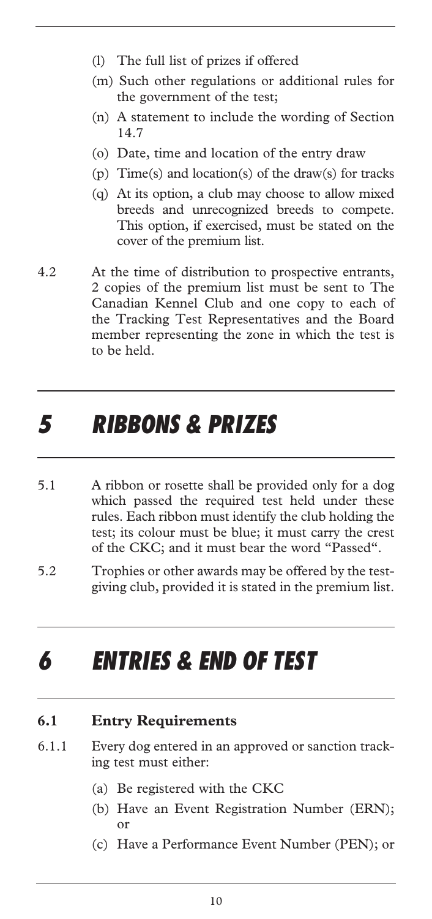(l) The full list of prizes if offered

(m) Such other regulations or additional rules for the government of the test;

(n) A statement to include the wording of Section 14.7

(o) Date, time and location of the entry draw

(p) Time(s) and location(s) of the draw(s) for tracks

(q) At its option, a club may choose to allow mixed breeds and unrecognized breeds to compete. This option, if exercised, must be stated on the cover of the premium list.

4.2 At the time of distribution to prospective entrants, 2 copies of the premium list must be sent to The Canadian Kennel Club and one copy to each of the Tracking Test Representatives and the Board member representing the zone in which the test is to be held.

# 5 RIBBONS & PRIZES

5.1 A ribbon or rosette shall be provided only for a dog which passed the required test held under these rules. Each ribbon must identify the club holding the test; its colour must be blue; it must carry the crest of the CKC; and it must bear the word "Passed".

5.2 Trophies or other awards may be offered by the test-giving club, provided it is stated in the premium list.

# 6 ENTRIES & END OF TEST

## 6.1 Entry Requirements

6.1.1 Every dog entered in an approved or sanction tracking test must either:

(a) Be registered with the CKC

(b) Have an Event Registration Number (ERN); or

(c) Have a Performance Event Number (PEN); or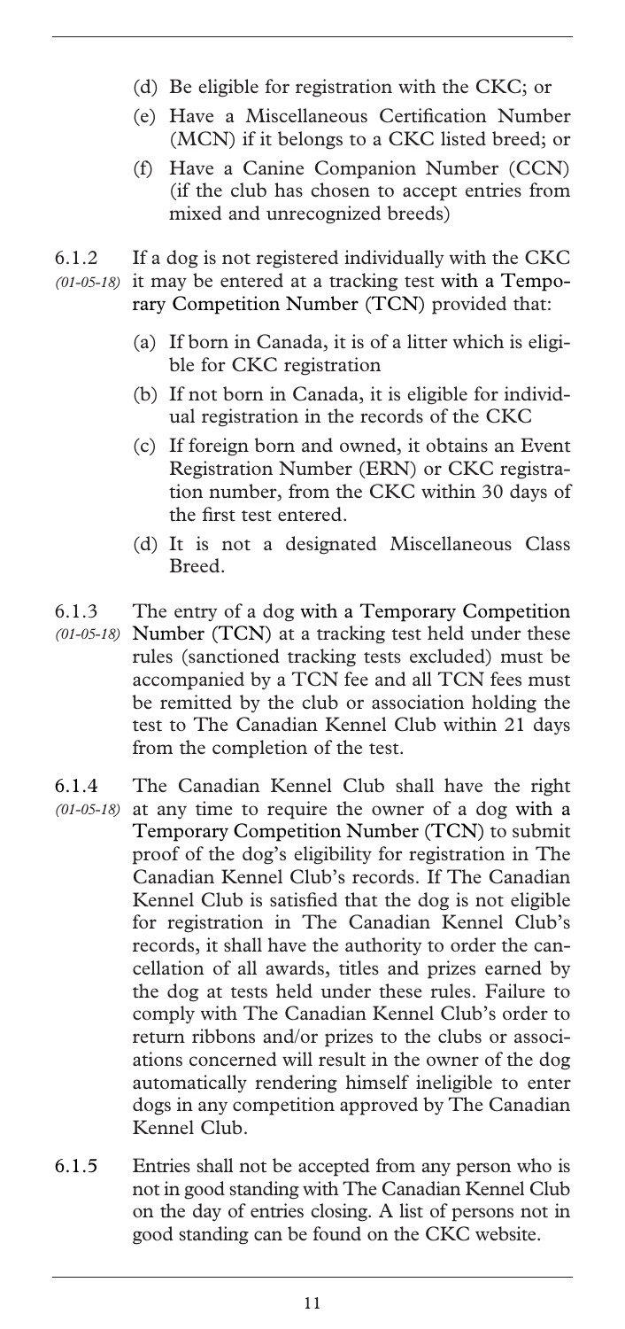(d) Be eligible for registration with the CKC; or

(e) Have a Miscellaneous Certification Number (MCN) if it belongs to a CKC listed breed; or

(f) Have a Canine Companion Number (CCN) (if the club has chosen to accept entries from mixed and unrecognized breeds)

6.1.2 *(01-05-18)* If a dog is not registered individually with the CKC it may be entered at a tracking test with a Temporary Competition Number (TCN) provided that:

(a) If born in Canada, it is of a litter which is eligible for CKC registration

(b) If not born in Canada, it is eligible for individual registration in the records of the CKC

(c) If foreign born and owned, it obtains an Event Registration Number (ERN) or CKC registration number, from the CKC within 30 days of the first test entered.

(d) It is not a designated Miscellaneous Class Breed.

6.1.3 *(01-05-18)* The entry of a dog with a Temporary Competition Number (TCN) at a tracking test held under these rules (sanctioned tracking tests excluded) must be accompanied by a TCN fee and all TCN fees must be remitted by the club or association holding the test to The Canadian Kennel Club within 21 days from the completion of the test.

6.1.4 *(01-05-18)* The Canadian Kennel Club shall have the right at any time to require the owner of a dog with a Temporary Competition Number (TCN) to submit proof of the dog's eligibility for registration in The Canadian Kennel Club's records. If The Canadian Kennel Club is satisfied that the dog is not eligible for registration in The Canadian Kennel Club's records, it shall have the authority to order the cancellation of all awards, titles and prizes earned by the dog at tests held under these rules. Failure to comply with The Canadian Kennel Club's order to return ribbons and/or prizes to the clubs or associations concerned will result in the owner of the dog automatically rendering himself ineligible to enter dogs in any competition approved by The Canadian Kennel Club.

6.1.5 Entries shall not be accepted from any person who is not in good standing with The Canadian Kennel Club on the day of entries closing. A list of persons not in good standing can be found on the CKC website.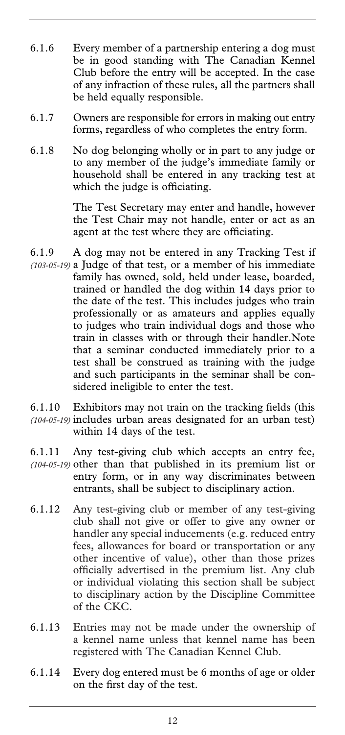6.1.6 Every member of a partnership entering a dog must be in good standing with The Canadian Kennel Club before the entry will be accepted. In the case of any infraction of these rules, all the partners shall be held equally responsible.

6.1.7 Owners are responsible for errors in making out entry forms, regardless of who completes the entry form.

6.1.8 No dog belonging wholly or in part to any judge or to any member of the judge's immediate family or household shall be entered in any tracking test at which the judge is officiating.

The Test Secretary may enter and handle, however the Test Chair may not handle, enter or act as an agent at the test where they are officiating.

6.1.9 *(103-05-19)* A dog may not be entered in any Tracking Test if a Judge of that test, or a member of his immediate family has owned, sold, held under lease, boarded, trained or handled the dog within **14** days prior to the date of the test. This includes judges who train professionally or as amateurs and applies equally to judges who train individual dogs and those who train in classes with or through their handler.Note that a seminar conducted immediately prior to a test shall be construed as training with the judge and such participants in the seminar shall be considered ineligible to enter the test.

6.1.10 *(104-05-19)* Exhibitors may not train on the tracking fields (this includes urban areas designated for an urban test) within 14 days of the test.

6.1.11 *(104-05-19)* Any test-giving club which accepts an entry fee, other than that published in its premium list or entry form, or in any way discriminates between entrants, shall be subject to disciplinary action.

6.1.12 Any test-giving club or member of any test-giving club shall not give or offer to give any owner or handler any special inducements (e.g. reduced entry fees, allowances for board or transportation or any other incentive of value), other than those prizes officially advertised in the premium list. Any club or individual violating this section shall be subject to disciplinary action by the Discipline Committee of the CKC.

6.1.13 Entries may not be made under the ownership of a kennel name unless that kennel name has been registered with The Canadian Kennel Club.

6.1.14 Every dog entered must be 6 months of age or older on the first day of the test.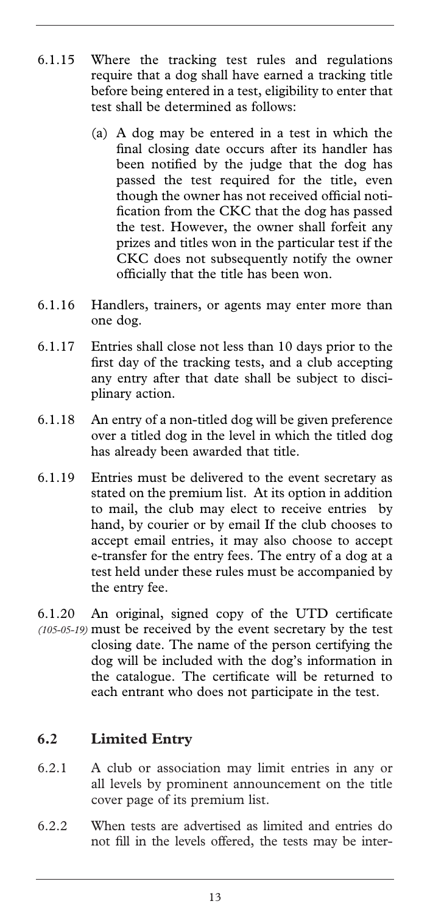6.1.15 Where the tracking test rules and regulations require that a dog shall have earned a tracking title before being entered in a test, eligibility to enter that test shall be determined as follows:

(a) A dog may be entered in a test in which the final closing date occurs after its handler has been notified by the judge that the dog has passed the test required for the title, even though the owner has not received official notification from the CKC that the dog has passed the test. However, the owner shall forfeit any prizes and titles won in the particular test if the CKC does not subsequently notify the owner officially that the title has been won.

6.1.16 Handlers, trainers, or agents may enter more than one dog.

6.1.17 Entries shall close not less than 10 days prior to the first day of the tracking tests, and a club accepting any entry after that date shall be subject to disciplinary action.

6.1.18 An entry of a non-titled dog will be given preference over a titled dog in the level in which the titled dog has already been awarded that title.

6.1.19 Entries must be delivered to the event secretary as stated on the premium list. At its option in addition to mail, the club may elect to receive entries by hand, by courier or by email If the club chooses to accept email entries, it may also choose to accept e-transfer for the entry fees. The entry of a dog at a test held under these rules must be accompanied by the entry fee.

6.1.20 *(105-05-19)* An original, signed copy of the UTD certificate must be received by the event secretary by the test closing date. The name of the person certifying the dog will be included with the dog's information in the catalogue. The certificate will be returned to each entrant who does not participate in the test.

## 6.2 Limited Entry

6.2.1 A club or association may limit entries in any or all levels by prominent announcement on the title cover page of its premium list.

6.2.2 When tests are advertised as limited and entries do not fill in the levels offered, the tests may be inter-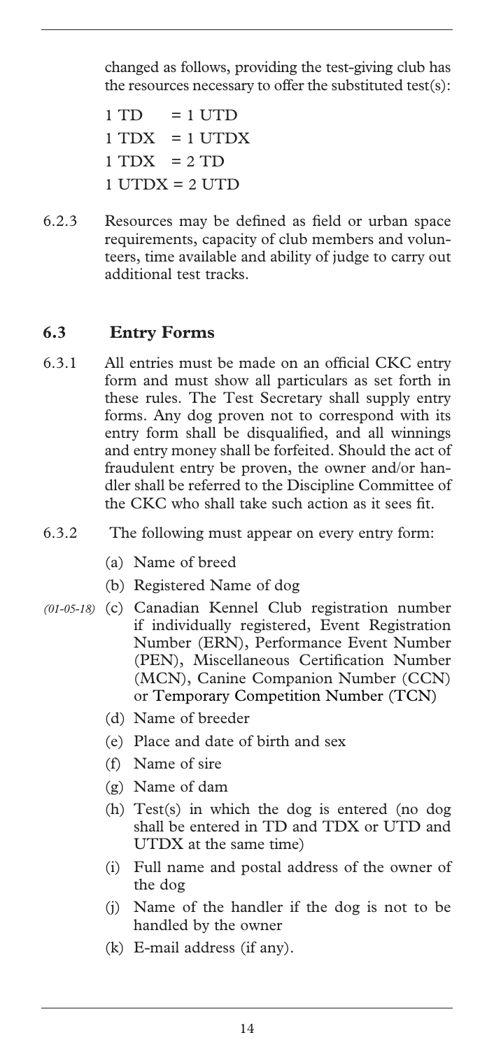changed as follows, providing the test-giving club has the resources necessary to offer the substituted test(s):

1 TD = 1 UTD
1 TDX = 1 UTDX
1 TDX = 2 TD
1 UTDX = 2 UTD

6.2.3 Resources may be defined as field or urban space requirements, capacity of club members and volunteers, time available and ability of judge to carry out additional test tracks.

## 6.3 Entry Forms

6.3.1 All entries must be made on an official CKC entry form and must show all particulars as set forth in these rules. The Test Secretary shall supply entry forms. Any dog proven not to correspond with its entry form shall be disqualified, and all winnings and entry money shall be forfeited. Should the act of fraudulent entry be proven, the owner and/or handler shall be referred to the Discipline Committee of the CKC who shall take such action as it sees fit.

6.3.2 The following must appear on every entry form:

(a) Name of breed

(b) Registered Name of dog

*(01-05-18)* (c) Canadian Kennel Club registration number if individually registered, Event Registration Number (ERN), Performance Event Number (PEN), Miscellaneous Certification Number (MCN), Canine Companion Number (CCN) or Temporary Competition Number (TCN)

(d) Name of breeder

(e) Place and date of birth and sex

(f) Name of sire

(g) Name of dam

(h) Test(s) in which the dog is entered (no dog shall be entered in TD and TDX or UTD and UTDX at the same time)

(i) Full name and postal address of the owner of the dog

(j) Name of the handler if the dog is not to be handled by the owner

(k) E-mail address (if any).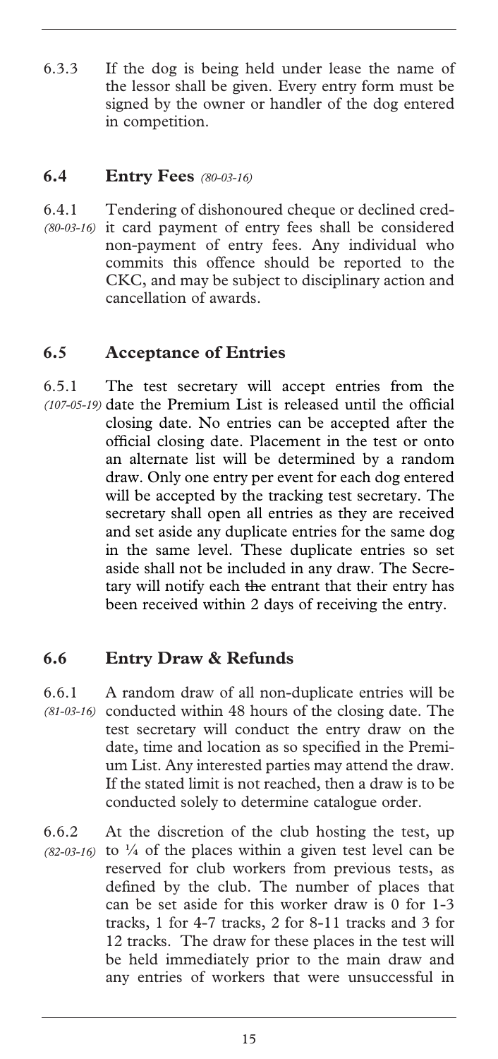6.3.3 If the dog is being held under lease the name of the lessor shall be given. Every entry form must be signed by the owner or handler of the dog entered in competition.

## 6.4 Entry Fees *(80-03-16)*

6.4.1 *(80-03-16)* Tendering of dishonoured cheque or declined credit card payment of entry fees shall be considered non-payment of entry fees. Any individual who commits this offence should be reported to the CKC, and may be subject to disciplinary action and cancellation of awards.

## 6.5 Acceptance of Entries

6.5.1 *(107-05-19)* The test secretary will accept entries from the date the Premium List is released until the official closing date. No entries can be accepted after the official closing date. Placement in the test or onto an alternate list will be determined by a random draw. Only one entry per event for each dog entered will be accepted by the tracking test secretary. The secretary shall open all entries as they are received and set aside any duplicate entries for the same dog in the same level. These duplicate entries so set aside shall not be included in any draw. The Secretary will notify each ~~the~~ entrant that their entry has been received within 2 days of receiving the entry.

## 6.6 Entry Draw & Refunds

6.6.1 *(81-03-16)* A random draw of all non-duplicate entries will be conducted within 48 hours of the closing date. The test secretary will conduct the entry draw on the date, time and location as so specified in the Premium List. Any interested parties may attend the draw. If the stated limit is not reached, then a draw is to be conducted solely to determine catalogue order.

6.6.2 *(82-03-16)* At the discretion of the club hosting the test, up to ¼ of the places within a given test level can be reserved for club workers from previous tests, as defined by the club. The number of places that can be set aside for this worker draw is 0 for 1-3 tracks, 1 for 4-7 tracks, 2 for 8-11 tracks and 3 for 12 tracks. The draw for these places in the test will be held immediately prior to the main draw and any entries of workers that were unsuccessful in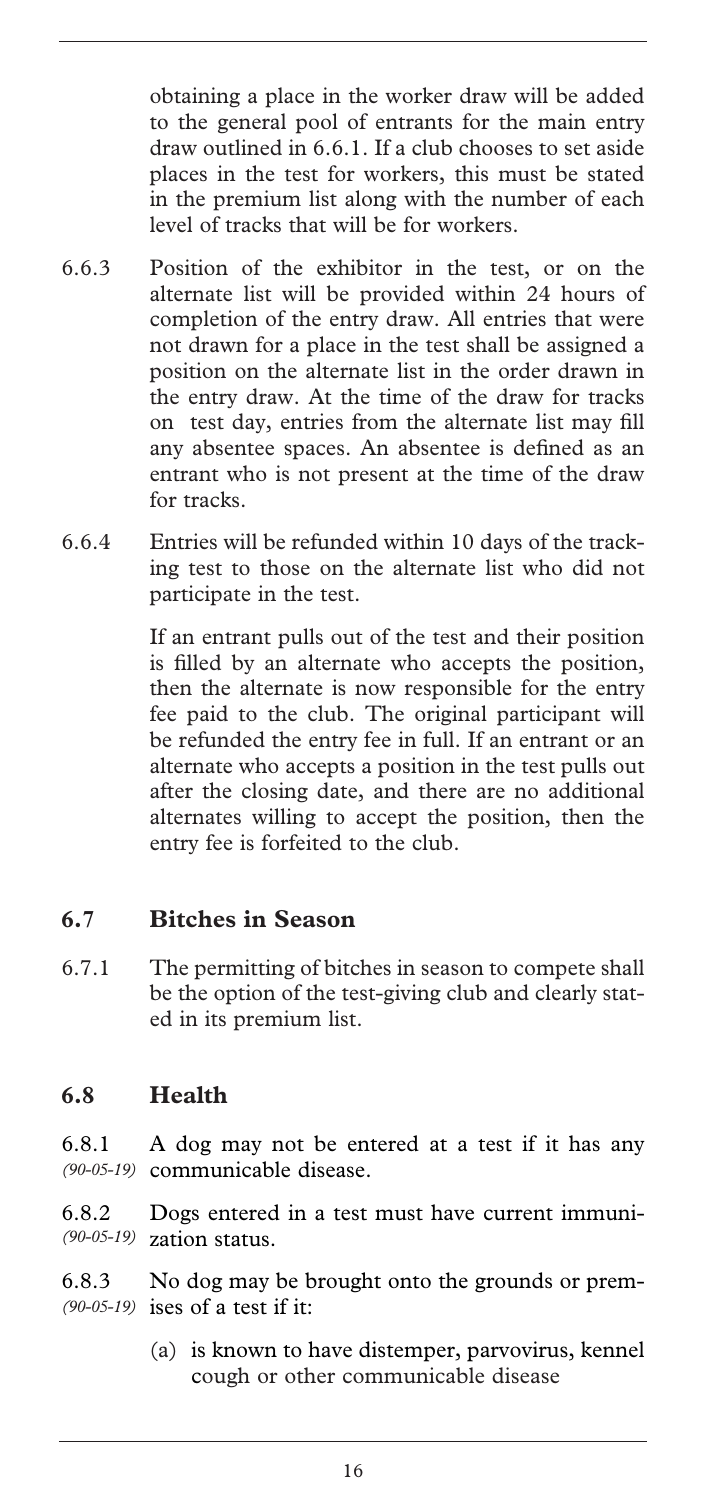obtaining a place in the worker draw will be added to the general pool of entrants for the main entry draw outlined in 6.6.1. If a club chooses to set aside places in the test for workers, this must be stated in the premium list along with the number of each level of tracks that will be for workers.

6.6.3 Position of the exhibitor in the test, or on the alternate list will be provided within 24 hours of completion of the entry draw. All entries that were not drawn for a place in the test shall be assigned a position on the alternate list in the order drawn in the entry draw. At the time of the draw for tracks on test day, entries from the alternate list may fill any absentee spaces. An absentee is defined as an entrant who is not present at the time of the draw for tracks.

6.6.4 Entries will be refunded within 10 days of the tracking test to those on the alternate list who did not participate in the test.

If an entrant pulls out of the test and their position is filled by an alternate who accepts the position, then the alternate is now responsible for the entry fee paid to the club. The original participant will be refunded the entry fee in full. If an entrant or an alternate who accepts a position in the test pulls out after the closing date, and there are no additional alternates willing to accept the position, then the entry fee is forfeited to the club.

## 6.7 Bitches in Season

6.7.1 The permitting of bitches in season to compete shall be the option of the test-giving club and clearly stated in its premium list.

## 6.8 Health

6.8.1 *(90-05-19)* A dog may not be entered at a test if it has any communicable disease.

6.8.2 *(90-05-19)* Dogs entered in a test must have current immunization status.

6.8.3 *(90-05-19)* No dog may be brought onto the grounds or premises of a test if it:

(a) is known to have distemper, parvovirus, kennel cough or other communicable disease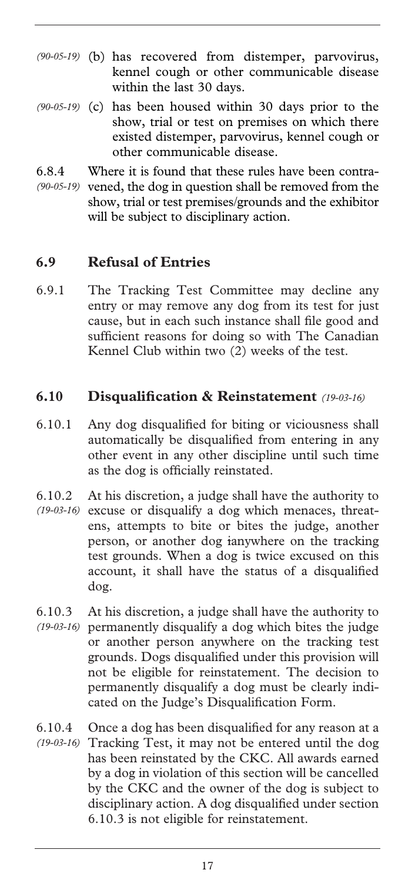*(90-05-19)* (b) has recovered from distemper, parvovirus, kennel cough or other communicable disease within the last 30 days.

*(90-05-19)* (c) has been housed within 30 days prior to the show, trial or test on premises on which there existed distemper, parvovirus, kennel cough or other communicable disease.

6.8.4 *(90-05-19)* Where it is found that these rules have been contravened, the dog in question shall be removed from the show, trial or test premises/grounds and the exhibitor will be subject to disciplinary action.

## 6.9 Refusal of Entries

6.9.1 The Tracking Test Committee may decline any entry or may remove any dog from its test for just cause, but in each such instance shall file good and sufficient reasons for doing so with The Canadian Kennel Club within two (2) weeks of the test.

## 6.10 Disqualification & Reinstatement *(19-03-16)*

6.10.1 Any dog disqualified for biting or viciousness shall automatically be disqualified from entering in any other event in any other discipline until such time as the dog is officially reinstated.

6.10.2 *(19-03-16)* At his discretion, a judge shall have the authority to excuse or disqualify a dog which menaces, threatens, attempts to bite or bites the judge, another person, or another dog ianywhere on the tracking test grounds. When a dog is twice excused on this account, it shall have the status of a disqualified dog.

6.10.3 *(19-03-16)* At his discretion, a judge shall have the authority to permanently disqualify a dog which bites the judge or another person anywhere on the tracking test grounds. Dogs disqualified under this provision will not be eligible for reinstatement. The decision to permanently disqualify a dog must be clearly indicated on the Judge's Disqualification Form.

6.10.4 *(19-03-16)* Once a dog has been disqualified for any reason at a Tracking Test, it may not be entered until the dog has been reinstated by the CKC. All awards earned by a dog in violation of this section will be cancelled by the CKC and the owner of the dog is subject to disciplinary action. A dog disqualified under section 6.10.3 is not eligible for reinstatement.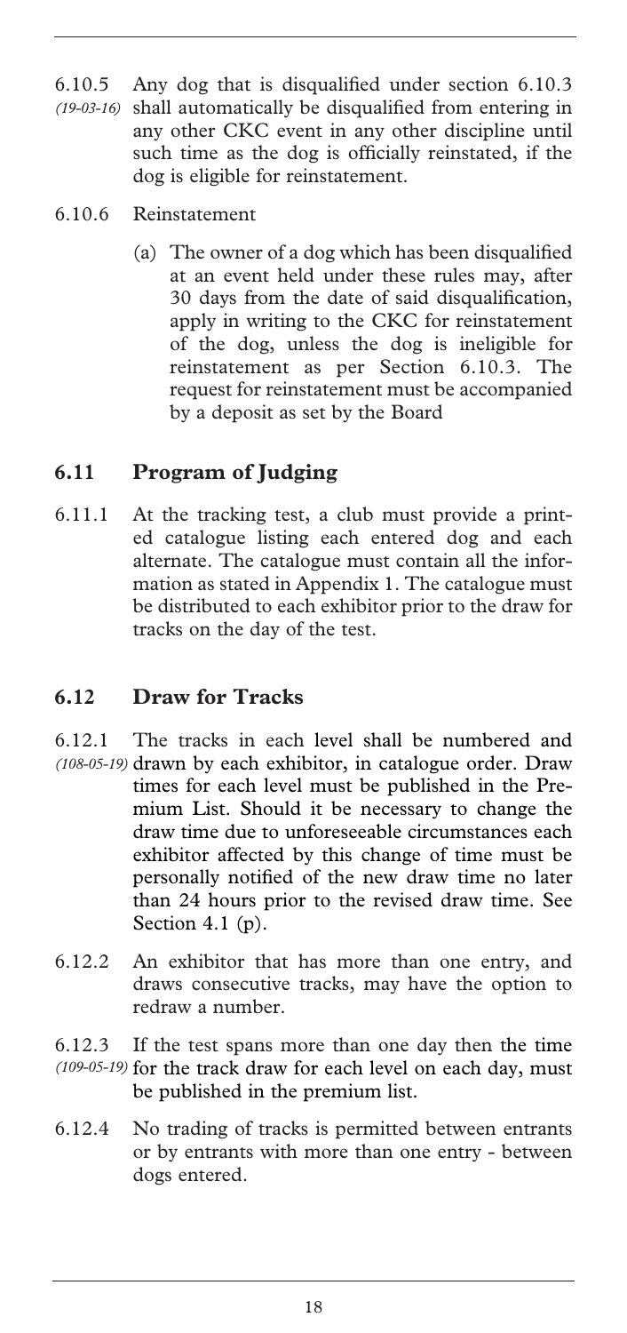6.10.5 *(19-03-16)* Any dog that is disqualified under section 6.10.3 shall automatically be disqualified from entering in any other CKC event in any other discipline until such time as the dog is officially reinstated, if the dog is eligible for reinstatement.

6.10.6 Reinstatement

(a) The owner of a dog which has been disqualified at an event held under these rules may, after 30 days from the date of said disqualification, apply in writing to the CKC for reinstatement of the dog, unless the dog is ineligible for reinstatement as per Section 6.10.3. The request for reinstatement must be accompanied by a deposit as set by the Board

## 6.11 Program of Judging

6.11.1 At the tracking test, a club must provide a printed catalogue listing each entered dog and each alternate. The catalogue must contain all the information as stated in Appendix 1. The catalogue must be distributed to each exhibitor prior to the draw for tracks on the day of the test.

## 6.12 Draw for Tracks

6.12.1 *(108-05-19)* The tracks in each level shall be numbered and drawn by each exhibitor, in catalogue order. Draw times for each level must be published in the Premium List. Should it be necessary to change the draw time due to unforeseeable circumstances each exhibitor affected by this change of time must be personally notified of the new draw time no later than 24 hours prior to the revised draw time. See Section 4.1 (p).

6.12.2 An exhibitor that has more than one entry, and draws consecutive tracks, may have the option to redraw a number.

6.12.3 *(109-05-19)* If the test spans more than one day then the time for the track draw for each level on each day, must be published in the premium list.

6.12.4 No trading of tracks is permitted between entrants or by entrants with more than one entry - between dogs entered.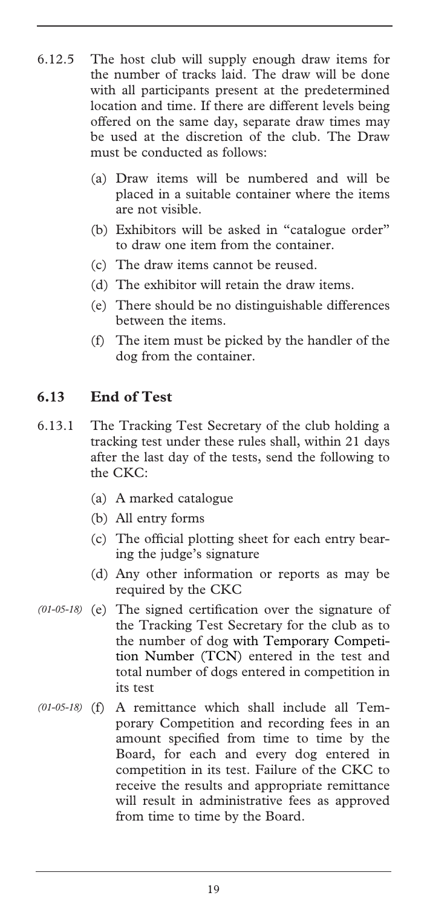6.12.5 The host club will supply enough draw items for the number of tracks laid. The draw will be done with all participants present at the predetermined location and time. If there are different levels being offered on the same day, separate draw times may be used at the discretion of the club. The Draw must be conducted as follows:

(a) Draw items will be numbered and will be placed in a suitable container where the items are not visible.

(b) Exhibitors will be asked in "catalogue order" to draw one item from the container.

(c) The draw items cannot be reused.

(d) The exhibitor will retain the draw items.

(e) There should be no distinguishable differences between the items.

(f) The item must be picked by the handler of the dog from the container.

## 6.13 End of Test

6.13.1 The Tracking Test Secretary of the club holding a tracking test under these rules shall, within 21 days after the last day of the tests, send the following to the CKC:

(a) A marked catalogue

(b) All entry forms

(c) The official plotting sheet for each entry bearing the judge's signature

(d) Any other information or reports as may be required by the CKC

*(01-05-18)* (e) The signed certification over the signature of the Tracking Test Secretary for the club as to the number of dog with Temporary Competition Number (TCN) entered in the test and total number of dogs entered in competition in its test

*(01-05-18)* (f) A remittance which shall include all Temporary Competition and recording fees in an amount specified from time to time by the Board, for each and every dog entered in competition in its test. Failure of the CKC to receive the results and appropriate remittance will result in administrative fees as approved from time to time by the Board.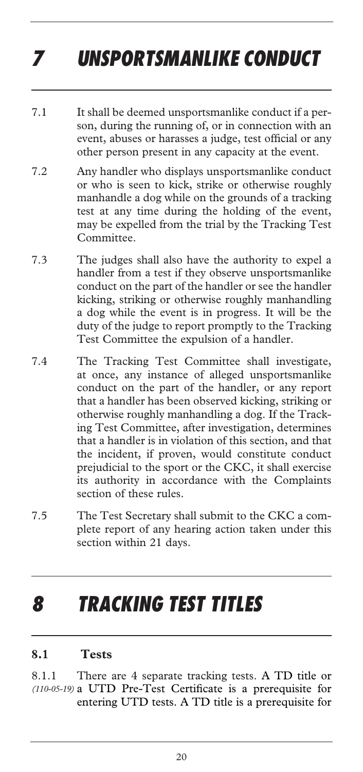# 7 UNSPORTSMANLIKE CONDUCT

7.1 It shall be deemed unsportsmanlike conduct if a person, during the running of, or in connection with an event, abuses or harasses a judge, test official or any other person present in any capacity at the event.

7.2 Any handler who displays unsportsmanlike conduct or who is seen to kick, strike or otherwise roughly manhandle a dog while on the grounds of a tracking test at any time during the holding of the event, may be expelled from the trial by the Tracking Test Committee.

7.3 The judges shall also have the authority to expel a handler from a test if they observe unsportsmanlike conduct on the part of the handler or see the handler kicking, striking or otherwise roughly manhandling a dog while the event is in progress. It will be the duty of the judge to report promptly to the Tracking Test Committee the expulsion of a handler.

7.4 The Tracking Test Committee shall investigate, at once, any instance of alleged unsportsmanlike conduct on the part of the handler, or any report that a handler has been observed kicking, striking or otherwise roughly manhandling a dog. If the Tracking Test Committee, after investigation, determines that a handler is in violation of this section, and that the incident, if proven, would constitute conduct prejudicial to the sport or the CKC, it shall exercise its authority in accordance with the Complaints section of these rules.

7.5 The Test Secretary shall submit to the CKC a complete report of any hearing action taken under this section within 21 days.

# 8 TRACKING TEST TITLES

## 8.1 Tests

8.1.1 *(110-05-19)* There are 4 separate tracking tests. A TD title or a UTD Pre-Test Certificate is a prerequisite for entering UTD tests. A TD title is a prerequisite for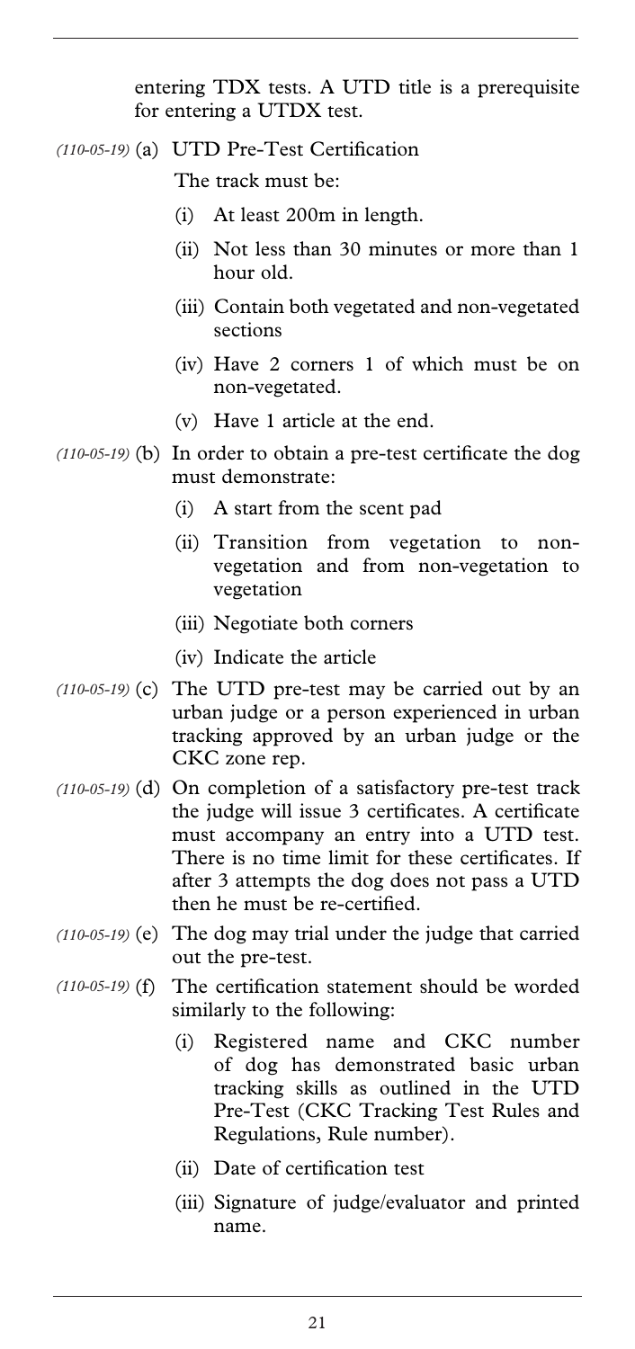entering TDX tests. A UTD title is a prerequisite for entering a UTDX test.

*(110-05-19)* (a) UTD Pre-Test Certification

The track must be:

- (i) At least 200m in length.
- (ii) Not less than 30 minutes or more than 1 hour old.
- (iii) Contain both vegetated and non-vegetated sections
- (iv) Have 2 corners 1 of which must be on non-vegetated.
- (v) Have 1 article at the end.

*(110-05-19)* (b) In order to obtain a pre-test certificate the dog must demonstrate:

- (i) A start from the scent pad
- (ii) Transition from vegetation to non-vegetation and from non-vegetation to vegetation
- (iii) Negotiate both corners
- (iv) Indicate the article

*(110-05-19)* (c) The UTD pre-test may be carried out by an urban judge or a person experienced in urban tracking approved by an urban judge or the CKC zone rep.

*(110-05-19)* (d) On completion of a satisfactory pre-test track the judge will issue 3 certificates. A certificate must accompany an entry into a UTD test. There is no time limit for these certificates. If after 3 attempts the dog does not pass a UTD then he must be re-certified.

*(110-05-19)* (e) The dog may trial under the judge that carried out the pre-test.

*(110-05-19)* (f) The certification statement should be worded similarly to the following:

- (i) Registered name and CKC number of dog has demonstrated basic urban tracking skills as outlined in the UTD Pre-Test (CKC Tracking Test Rules and Regulations, Rule number).
- (ii) Date of certification test
- (iii) Signature of judge/evaluator and printed name.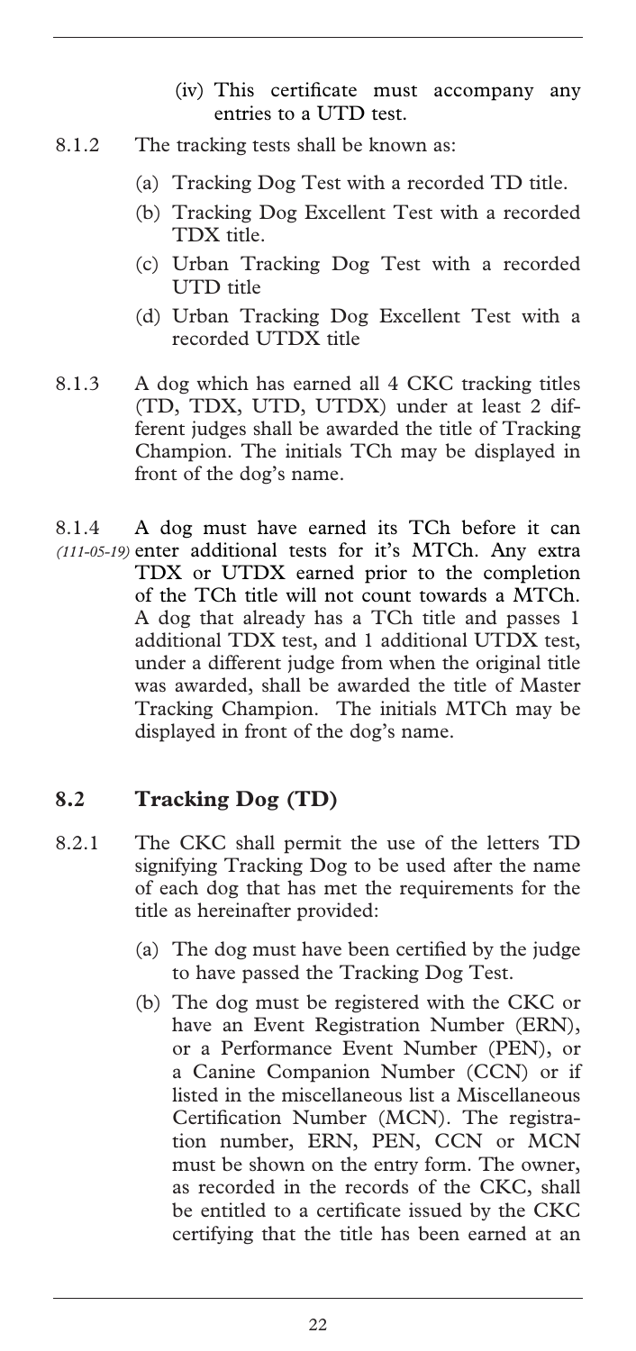(iv) This certificate must accompany any entries to a UTD test.

8.1.2 The tracking tests shall be known as:

(a) Tracking Dog Test with a recorded TD title.

(b) Tracking Dog Excellent Test with a recorded TDX title.

(c) Urban Tracking Dog Test with a recorded UTD title

(d) Urban Tracking Dog Excellent Test with a recorded UTDX title

8.1.3 A dog which has earned all 4 CKC tracking titles (TD, TDX, UTD, UTDX) under at least 2 different judges shall be awarded the title of Tracking Champion. The initials TCh may be displayed in front of the dog's name.

8.1.4 *(111-05-19)* A dog must have earned its TCh before it can enter additional tests for it's MTCh. Any extra TDX or UTDX earned prior to the completion of the TCh title will not count towards a MTCh. A dog that already has a TCh title and passes 1 additional TDX test, and 1 additional UTDX test, under a different judge from when the original title was awarded, shall be awarded the title of Master Tracking Champion. The initials MTCh may be displayed in front of the dog's name.

## 8.2 Tracking Dog (TD)

8.2.1 The CKC shall permit the use of the letters TD signifying Tracking Dog to be used after the name of each dog that has met the requirements for the title as hereinafter provided:

(a) The dog must have been certified by the judge to have passed the Tracking Dog Test.

(b) The dog must be registered with the CKC or have an Event Registration Number (ERN), or a Performance Event Number (PEN), or a Canine Companion Number (CCN) or if listed in the miscellaneous list a Miscellaneous Certification Number (MCN). The registration number, ERN, PEN, CCN or MCN must be shown on the entry form. The owner, as recorded in the records of the CKC, shall be entitled to a certificate issued by the CKC certifying that the title has been earned at an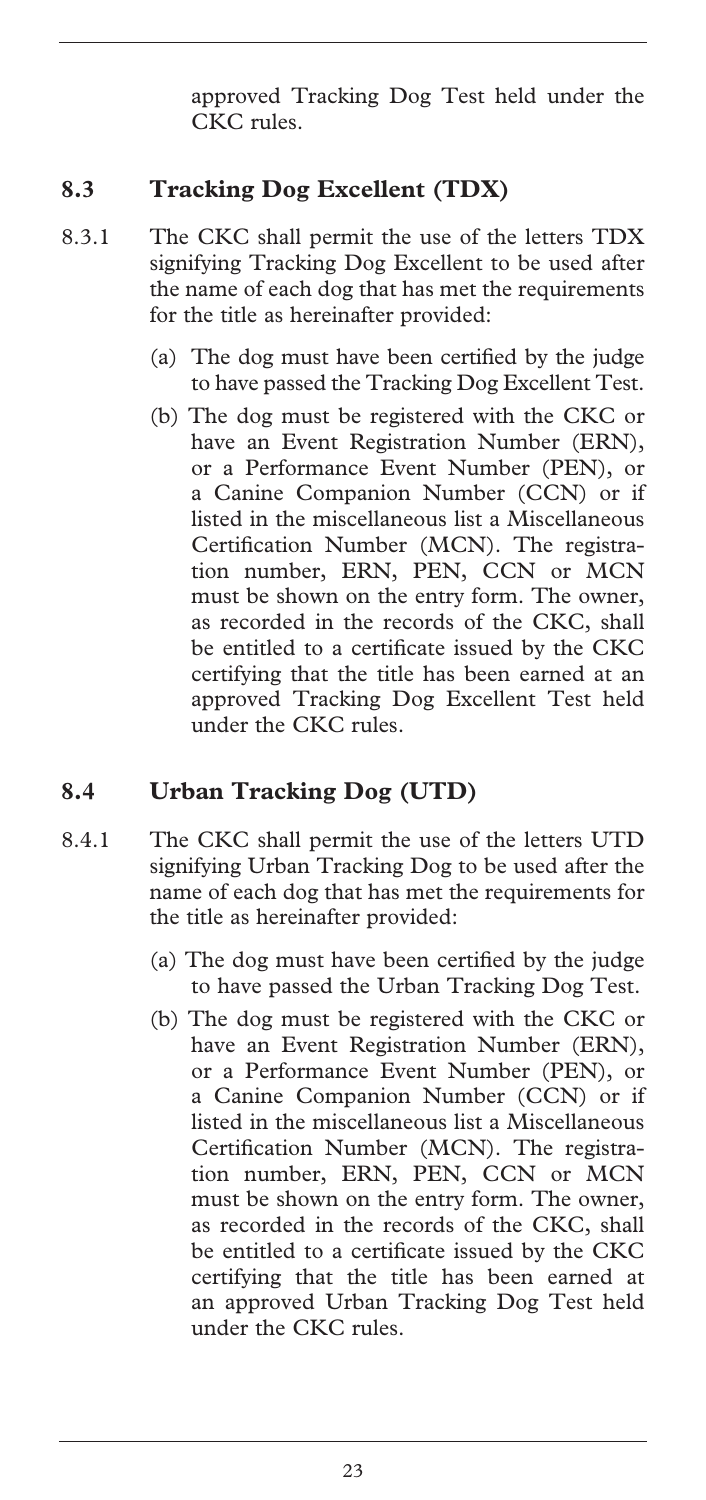approved Tracking Dog Test held under the CKC rules.

## 8.3 Tracking Dog Excellent (TDX)

8.3.1 The CKC shall permit the use of the letters TDX signifying Tracking Dog Excellent to be used after the name of each dog that has met the requirements for the title as hereinafter provided:

(a) The dog must have been certified by the judge to have passed the Tracking Dog Excellent Test.

(b) The dog must be registered with the CKC or have an Event Registration Number (ERN), or a Performance Event Number (PEN), or a Canine Companion Number (CCN) or if listed in the miscellaneous list a Miscellaneous Certification Number (MCN). The registration number, ERN, PEN, CCN or MCN must be shown on the entry form. The owner, as recorded in the records of the CKC, shall be entitled to a certificate issued by the CKC certifying that the title has been earned at an approved Tracking Dog Excellent Test held under the CKC rules.

## 8.4 Urban Tracking Dog (UTD)

8.4.1 The CKC shall permit the use of the letters UTD signifying Urban Tracking Dog to be used after the name of each dog that has met the requirements for the title as hereinafter provided:

(a) The dog must have been certified by the judge to have passed the Urban Tracking Dog Test.

(b) The dog must be registered with the CKC or have an Event Registration Number (ERN), or a Performance Event Number (PEN), or a Canine Companion Number (CCN) or if listed in the miscellaneous list a Miscellaneous Certification Number (MCN). The registration number, ERN, PEN, CCN or MCN must be shown on the entry form. The owner, as recorded in the records of the CKC, shall be entitled to a certificate issued by the CKC certifying that the title has been earned at an approved Urban Tracking Dog Test held under the CKC rules.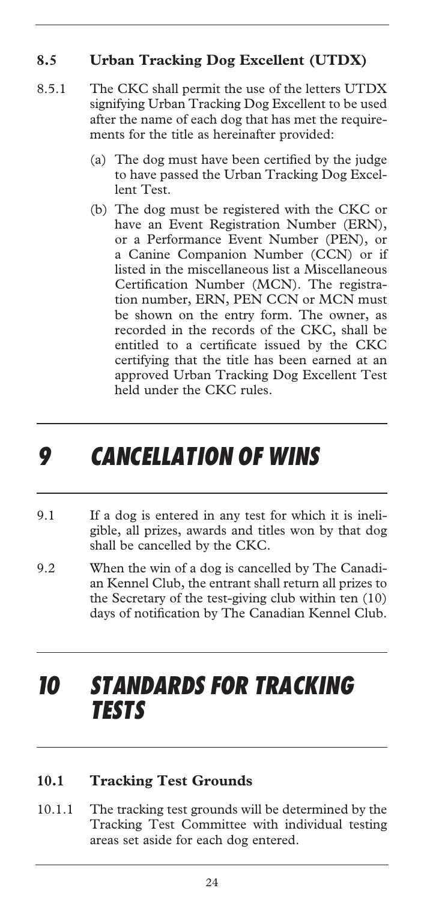### 8.5 Urban Tracking Dog Excellent (UTDX)

8.5.1 The CKC shall permit the use of the letters UTDX signifying Urban Tracking Dog Excellent to be used after the name of each dog that has met the requirements for the title as hereinafter provided:

(a) The dog must have been certified by the judge to have passed the Urban Tracking Dog Excellent Test.

(b) The dog must be registered with the CKC or have an Event Registration Number (ERN), or a Performance Event Number (PEN), or a Canine Companion Number (CCN) or if listed in the miscellaneous list a Miscellaneous Certification Number (MCN). The registration number, ERN, PEN CCN or MCN must be shown on the entry form. The owner, as recorded in the records of the CKC, shall be entitled to a certificate issued by the CKC certifying that the title has been earned at an approved Urban Tracking Dog Excellent Test held under the CKC rules.

# *9 CANCELLATION OF WINS*

9.1 If a dog is entered in any test for which it is ineligible, all prizes, awards and titles won by that dog shall be cancelled by the CKC.

9.2 When the win of a dog is cancelled by The Canadian Kennel Club, the entrant shall return all prizes to the Secretary of the test-giving club within ten (10) days of notification by The Canadian Kennel Club.

# *10 STANDARDS FOR TRACKING TESTS*

### 10.1 Tracking Test Grounds

10.1.1 The tracking test grounds will be determined by the Tracking Test Committee with individual testing areas set aside for each dog entered.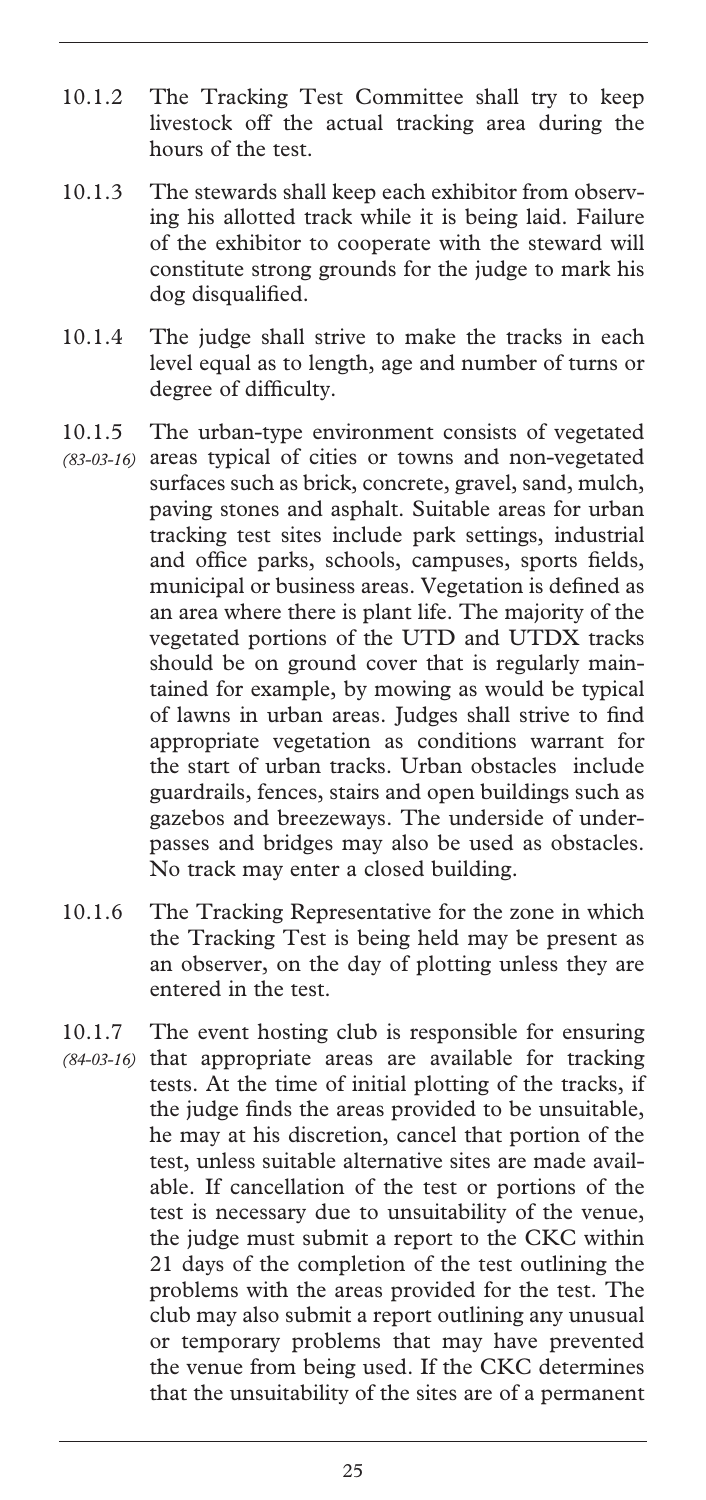10.1.2 The Tracking Test Committee shall try to keep livestock off the actual tracking area during the hours of the test.

10.1.3 The stewards shall keep each exhibitor from observing his allotted track while it is being laid. Failure of the exhibitor to cooperate with the steward will constitute strong grounds for the judge to mark his dog disqualified.

10.1.4 The judge shall strive to make the tracks in each level equal as to length, age and number of turns or degree of difficulty.

10.1.5 *(83-03-16)* The urban-type environment consists of vegetated areas typical of cities or towns and non-vegetated surfaces such as brick, concrete, gravel, sand, mulch, paving stones and asphalt. Suitable areas for urban tracking test sites include park settings, industrial and office parks, schools, campuses, sports fields, municipal or business areas. Vegetation is defined as an area where there is plant life. The majority of the vegetated portions of the UTD and UTDX tracks should be on ground cover that is regularly maintained for example, by mowing as would be typical of lawns in urban areas. Judges shall strive to find appropriate vegetation as conditions warrant for the start of urban tracks. Urban obstacles include guardrails, fences, stairs and open buildings such as gazebos and breezeways. The underside of underpasses and bridges may also be used as obstacles. No track may enter a closed building.

10.1.6 The Tracking Representative for the zone in which the Tracking Test is being held may be present as an observer, on the day of plotting unless they are entered in the test.

10.1.7 *(84-03-16)* The event hosting club is responsible for ensuring that appropriate areas are available for tracking tests. At the time of initial plotting of the tracks, if the judge finds the areas provided to be unsuitable, he may at his discretion, cancel that portion of the test, unless suitable alternative sites are made available. If cancellation of the test or portions of the test is necessary due to unsuitability of the venue, the judge must submit a report to the CKC within 21 days of the completion of the test outlining the problems with the areas provided for the test. The club may also submit a report outlining any unusual or temporary problems that may have prevented the venue from being used. If the CKC determines that the unsuitability of the sites are of a permanent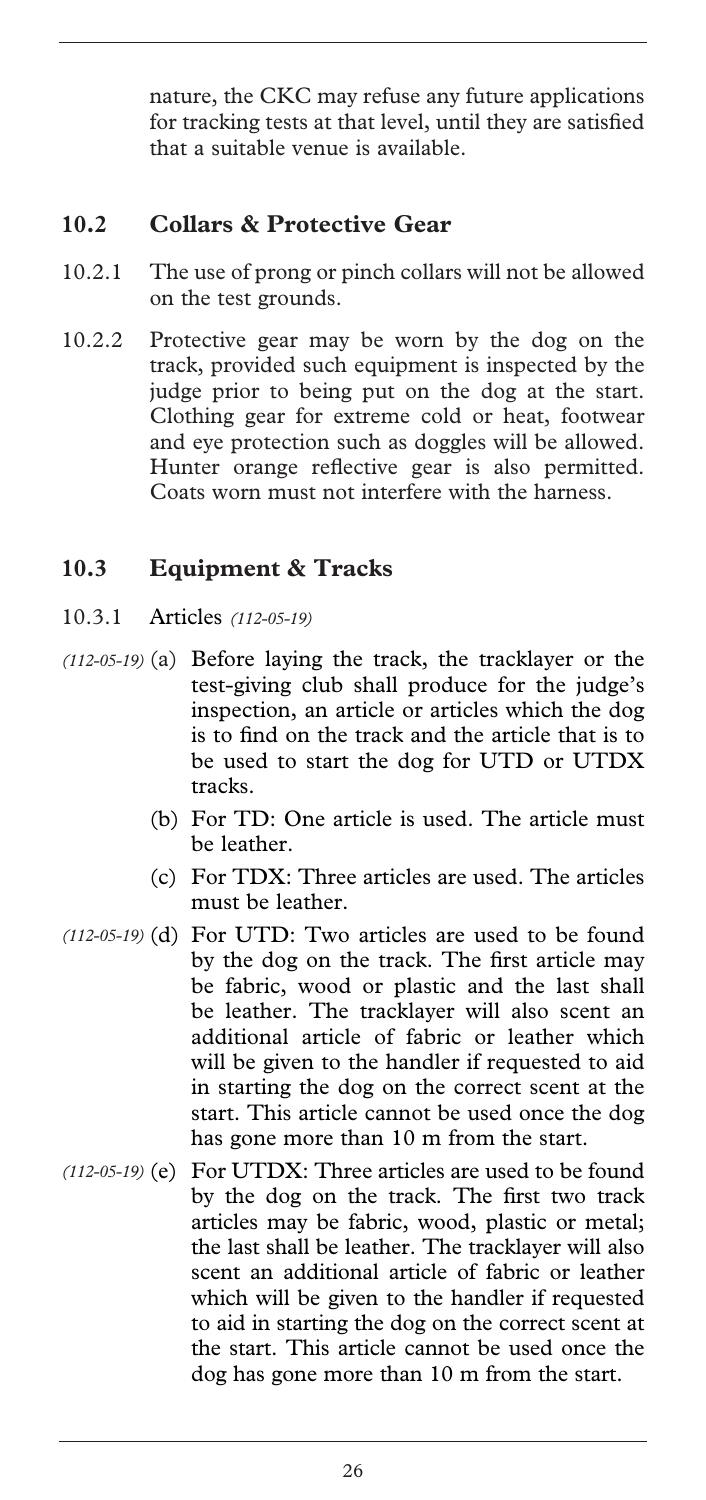nature, the CKC may refuse any future applications for tracking tests at that level, until they are satisfied that a suitable venue is available.

## 10.2 Collars & Protective Gear

10.2.1 The use of prong or pinch collars will not be allowed on the test grounds.

10.2.2 Protective gear may be worn by the dog on the track, provided such equipment is inspected by the judge prior to being put on the dog at the start. Clothing gear for extreme cold or heat, footwear and eye protection such as doggles will be allowed. Hunter orange reflective gear is also permitted. Coats worn must not interfere with the harness.

## 10.3 Equipment & Tracks

10.3.1 Articles *(112-05-19)*

*(112-05-19)* (a) Before laying the track, the tracklayer or the test-giving club shall produce for the judge's inspection, an article or articles which the dog is to find on the track and the article that is to be used to start the dog for UTD or UTDX tracks.

(b) For TD: One article is used. The article must be leather.

(c) For TDX: Three articles are used. The articles must be leather.

*(112-05-19)* (d) For UTD: Two articles are used to be found by the dog on the track. The first article may be fabric, wood or plastic and the last shall be leather. The tracklayer will also scent an additional article of fabric or leather which will be given to the handler if requested to aid in starting the dog on the correct scent at the start. This article cannot be used once the dog has gone more than 10 m from the start.

*(112-05-19)* (e) For UTDX: Three articles are used to be found by the dog on the track. The first two track articles may be fabric, wood, plastic or metal; the last shall be leather. The tracklayer will also scent an additional article of fabric or leather which will be given to the handler if requested to aid in starting the dog on the correct scent at the start. This article cannot be used once the dog has gone more than 10 m from the start.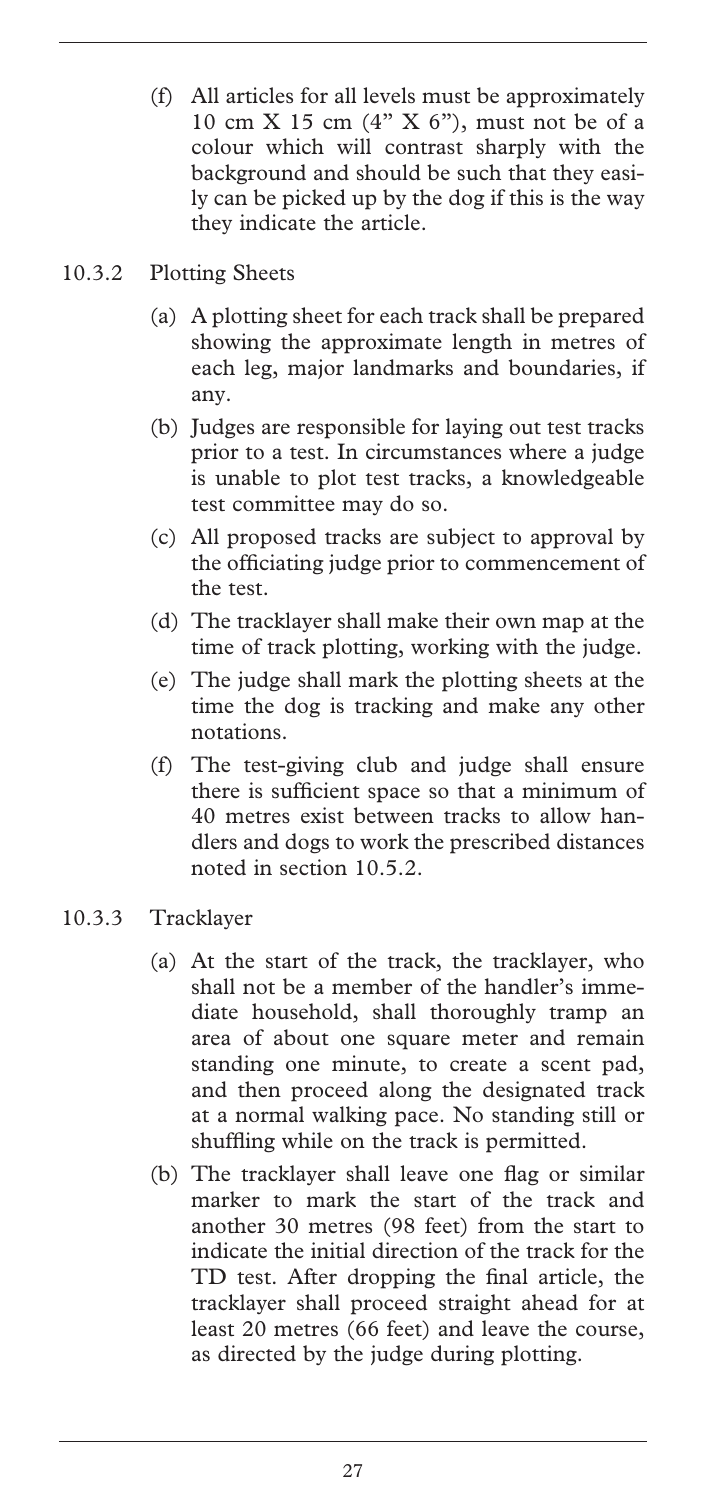(f) All articles for all levels must be approximately 10 cm X 15 cm (4" X 6"), must not be of a colour which will contrast sharply with the background and should be such that they easily can be picked up by the dog if this is the way they indicate the article.

### 10.3.2 Plotting Sheets

(a) A plotting sheet for each track shall be prepared showing the approximate length in metres of each leg, major landmarks and boundaries, if any.

(b) Judges are responsible for laying out test tracks prior to a test. In circumstances where a judge is unable to plot test tracks, a knowledgeable test committee may do so.

(c) All proposed tracks are subject to approval by the officiating judge prior to commencement of the test.

(d) The tracklayer shall make their own map at the time of track plotting, working with the judge.

(e) The judge shall mark the plotting sheets at the time the dog is tracking and make any other notations.

(f) The test-giving club and judge shall ensure there is sufficient space so that a minimum of 40 metres exist between tracks to allow handlers and dogs to work the prescribed distances noted in section 10.5.2.

### 10.3.3 Tracklayer

(a) At the start of the track, the tracklayer, who shall not be a member of the handler's immediate household, shall thoroughly tramp an area of about one square meter and remain standing one minute, to create a scent pad, and then proceed along the designated track at a normal walking pace. No standing still or shuffling while on the track is permitted.

(b) The tracklayer shall leave one flag or similar marker to mark the start of the track and another 30 metres (98 feet) from the start to indicate the initial direction of the track for the TD test. After dropping the final article, the tracklayer shall proceed straight ahead for at least 20 metres (66 feet) and leave the course, as directed by the judge during plotting.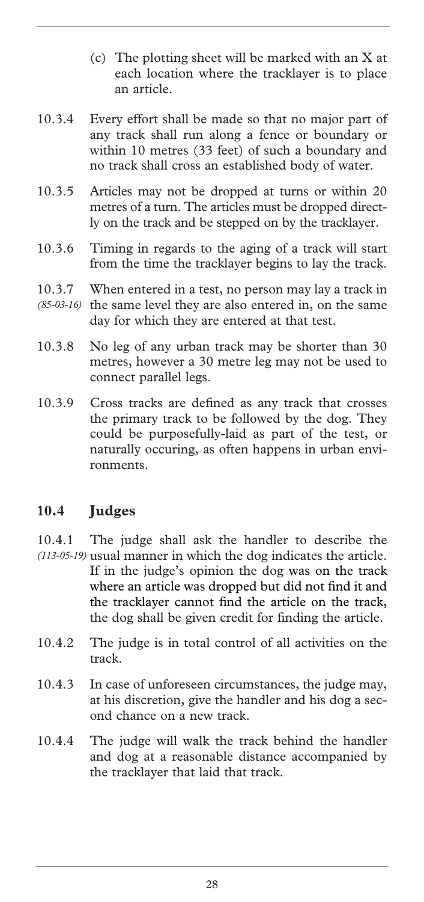(c) The plotting sheet will be marked with an X at each location where the tracklayer is to place an article.

10.3.4 Every effort shall be made so that no major part of any track shall run along a fence or boundary or within 10 metres (33 feet) of such a boundary and no track shall cross an established body of water.

10.3.5 Articles may not be dropped at turns or within 20 metres of a turn. The articles must be dropped directly on the track and be stepped on by the tracklayer.

10.3.6 Timing in regards to the aging of a track will start from the time the tracklayer begins to lay the track.

10.3.7 *(85-03-16)* When entered in a test, no person may lay a track in the same level they are also entered in, on the same day for which they are entered at that test.

10.3.8 No leg of any urban track may be shorter than 30 metres, however a 30 metre leg may not be used to connect parallel legs.

10.3.9 Cross tracks are defined as any track that crosses the primary track to be followed by the dog. They could be purposefully-laid as part of the test, or naturally occuring, as often happens in urban environments.

## 10.4 Judges

10.4.1 *(113-05-19)* The judge shall ask the handler to describe the usual manner in which the dog indicates the article. If in the judge's opinion the dog was on the track where an article was dropped but did not find it and the tracklayer cannot find the article on the track, the dog shall be given credit for finding the article.

10.4.2 The judge is in total control of all activities on the track.

10.4.3 In case of unforeseen circumstances, the judge may, at his discretion, give the handler and his dog a second chance on a new track.

10.4.4 The judge will walk the track behind the handler and dog at a reasonable distance accompanied by the tracklayer that laid that track.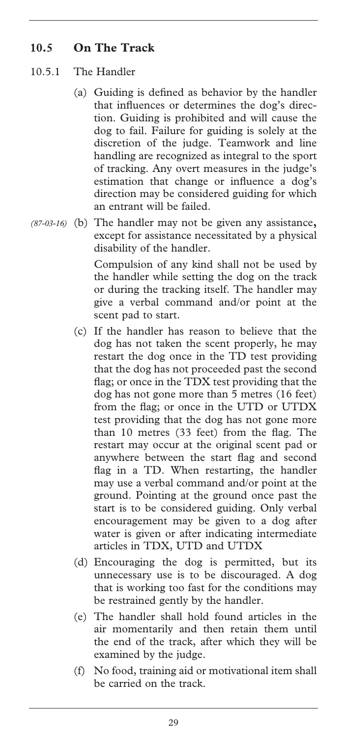## 10.5 On The Track

### 10.5.1 The Handler

(a) Guiding is defined as behavior by the handler that influences or determines the dog's direction. Guiding is prohibited and will cause the dog to fail. Failure for guiding is solely at the discretion of the judge. Teamwork and line handling are recognized as integral to the sport of tracking. Any overt measures in the judge's estimation that change or influence a dog's direction may be considered guiding for which an entrant will be failed.

*(87-03-16)* (b) The handler may not be given any assistance**,** except for assistance necessitated by a physical disability of the handler.

Compulsion of any kind shall not be used by the handler while setting the dog on the track or during the tracking itself. The handler may give a verbal command and/or point at the scent pad to start.

(c) If the handler has reason to believe that the dog has not taken the scent properly, he may restart the dog once in the TD test providing that the dog has not proceeded past the second flag; or once in the TDX test providing that the dog has not gone more than 5 metres (16 feet) from the flag; or once in the UTD or UTDX test providing that the dog has not gone more than 10 metres (33 feet) from the flag. The restart may occur at the original scent pad or anywhere between the start flag and second flag in a TD. When restarting, the handler may use a verbal command and/or point at the ground. Pointing at the ground once past the start is to be considered guiding. Only verbal encouragement may be given to a dog after water is given or after indicating intermediate articles in TDX, UTD and UTDX

(d) Encouraging the dog is permitted, but its unnecessary use is to be discouraged. A dog that is working too fast for the conditions may be restrained gently by the handler.

(e) The handler shall hold found articles in the air momentarily and then retain them until the end of the track, after which they will be examined by the judge.

(f) No food, training aid or motivational item shall be carried on the track.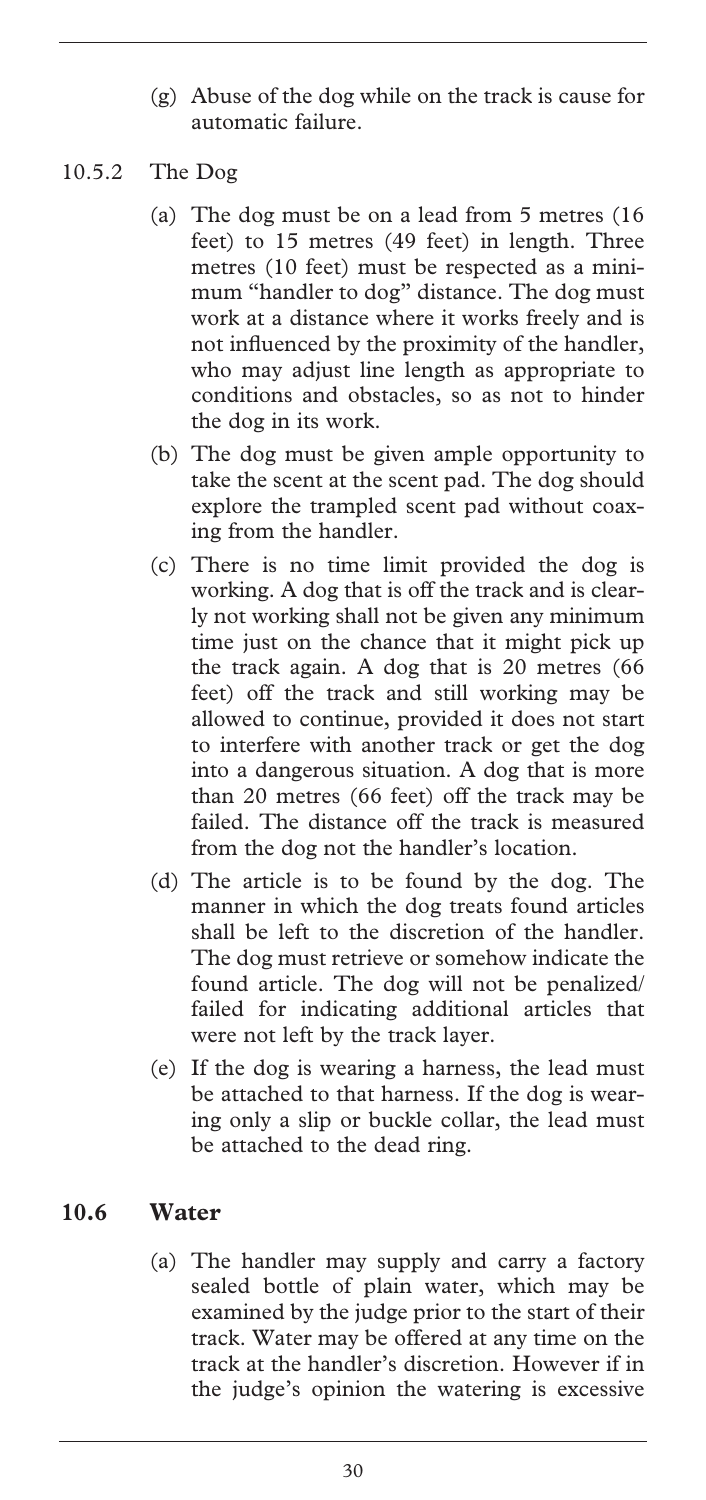(g) Abuse of the dog while on the track is cause for automatic failure.

10.5.2 The Dog

(a) The dog must be on a lead from 5 metres (16 feet) to 15 metres (49 feet) in length. Three metres (10 feet) must be respected as a minimum "handler to dog" distance. The dog must work at a distance where it works freely and is not influenced by the proximity of the handler, who may adjust line length as appropriate to conditions and obstacles, so as not to hinder the dog in its work.

(b) The dog must be given ample opportunity to take the scent at the scent pad. The dog should explore the trampled scent pad without coaxing from the handler.

(c) There is no time limit provided the dog is working. A dog that is off the track and is clearly not working shall not be given any minimum time just on the chance that it might pick up the track again. A dog that is 20 metres (66 feet) off the track and still working may be allowed to continue, provided it does not start to interfere with another track or get the dog into a dangerous situation. A dog that is more than 20 metres (66 feet) off the track may be failed. The distance off the track is measured from the dog not the handler's location.

(d) The article is to be found by the dog. The manner in which the dog treats found articles shall be left to the discretion of the handler. The dog must retrieve or somehow indicate the found article. The dog will not be penalized/failed for indicating additional articles that were not left by the track layer.

(e) If the dog is wearing a harness, the lead must be attached to that harness. If the dog is wearing only a slip or buckle collar, the lead must be attached to the dead ring.

## 10.6 Water

(a) The handler may supply and carry a factory sealed bottle of plain water, which may be examined by the judge prior to the start of their track. Water may be offered at any time on the track at the handler's discretion. However if in the judge's opinion the watering is excessive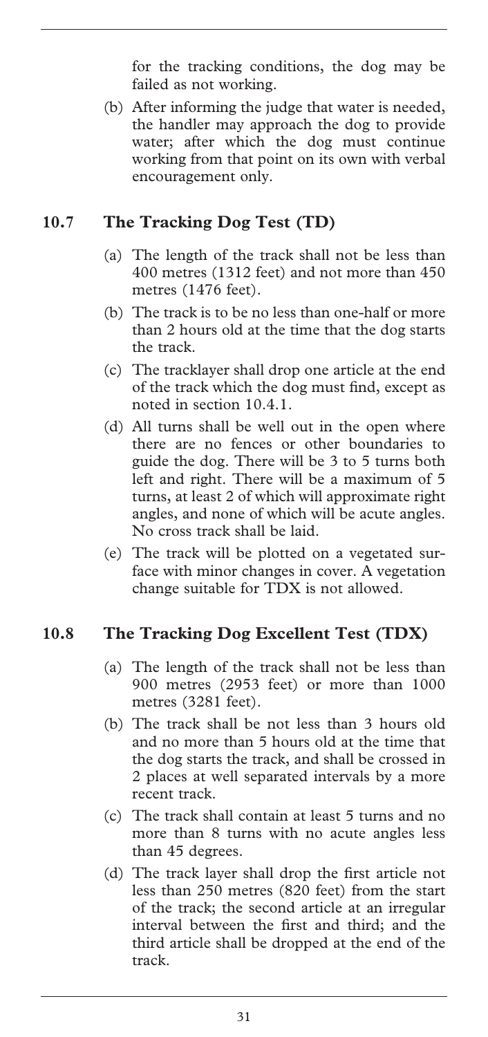for the tracking conditions, the dog may be failed as not working.

(b) After informing the judge that water is needed, the handler may approach the dog to provide water; after which the dog must continue working from that point on its own with verbal encouragement only.

## 10.7 The Tracking Dog Test (TD)

(a) The length of the track shall not be less than 400 metres (1312 feet) and not more than 450 metres (1476 feet).

(b) The track is to be no less than one-half or more than 2 hours old at the time that the dog starts the track.

(c) The tracklayer shall drop one article at the end of the track which the dog must find, except as noted in section 10.4.1.

(d) All turns shall be well out in the open where there are no fences or other boundaries to guide the dog. There will be 3 to 5 turns both left and right. There will be a maximum of 5 turns, at least 2 of which will approximate right angles, and none of which will be acute angles. No cross track shall be laid.

(e) The track will be plotted on a vegetated surface with minor changes in cover. A vegetation change suitable for TDX is not allowed.

## 10.8 The Tracking Dog Excellent Test (TDX)

(a) The length of the track shall not be less than 900 metres (2953 feet) or more than 1000 metres (3281 feet).

(b) The track shall be not less than 3 hours old and no more than 5 hours old at the time that the dog starts the track, and shall be crossed in 2 places at well separated intervals by a more recent track.

(c) The track shall contain at least 5 turns and no more than 8 turns with no acute angles less than 45 degrees.

(d) The track layer shall drop the first article not less than 250 metres (820 feet) from the start of the track; the second article at an irregular interval between the first and third; and the third article shall be dropped at the end of the track.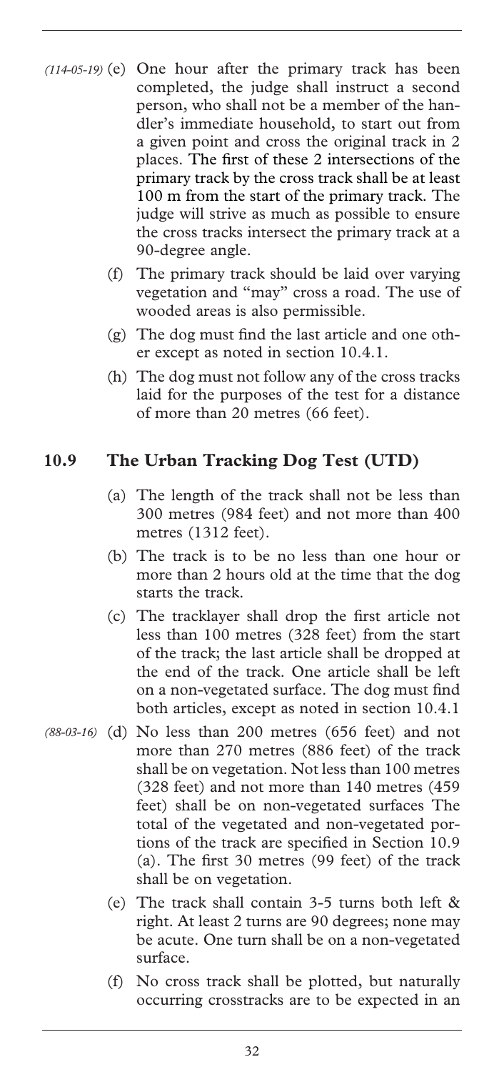*(114-05-19)* (e) One hour after the primary track has been completed, the judge shall instruct a second person, who shall not be a member of the handler's immediate household, to start out from a given point and cross the original track in 2 places. The first of these 2 intersections of the primary track by the cross track shall be at least 100 m from the start of the primary track. The judge will strive as much as possible to ensure the cross tracks intersect the primary track at a 90-degree angle.

(f) The primary track should be laid over varying vegetation and "may" cross a road. The use of wooded areas is also permissible.

(g) The dog must find the last article and one other except as noted in section 10.4.1.

(h) The dog must not follow any of the cross tracks laid for the purposes of the test for a distance of more than 20 metres (66 feet).

## 10.9 The Urban Tracking Dog Test (UTD)

(a) The length of the track shall not be less than 300 metres (984 feet) and not more than 400 metres (1312 feet).

(b) The track is to be no less than one hour or more than 2 hours old at the time that the dog starts the track.

(c) The tracklayer shall drop the first article not less than 100 metres (328 feet) from the start of the track; the last article shall be dropped at the end of the track. One article shall be left on a non-vegetated surface. The dog must find both articles, except as noted in section 10.4.1

*(88-03-16)* (d) No less than 200 metres (656 feet) and not more than 270 metres (886 feet) of the track shall be on vegetation. Not less than 100 metres (328 feet) and not more than 140 metres (459 feet) shall be on non-vegetated surfaces The total of the vegetated and non-vegetated portions of the track are specified in Section 10.9 (a). The first 30 metres (99 feet) of the track shall be on vegetation.

(e) The track shall contain 3-5 turns both left & right. At least 2 turns are 90 degrees; none may be acute. One turn shall be on a non-vegetated surface.

(f) No cross track shall be plotted, but naturally occurring crosstracks are to be expected in an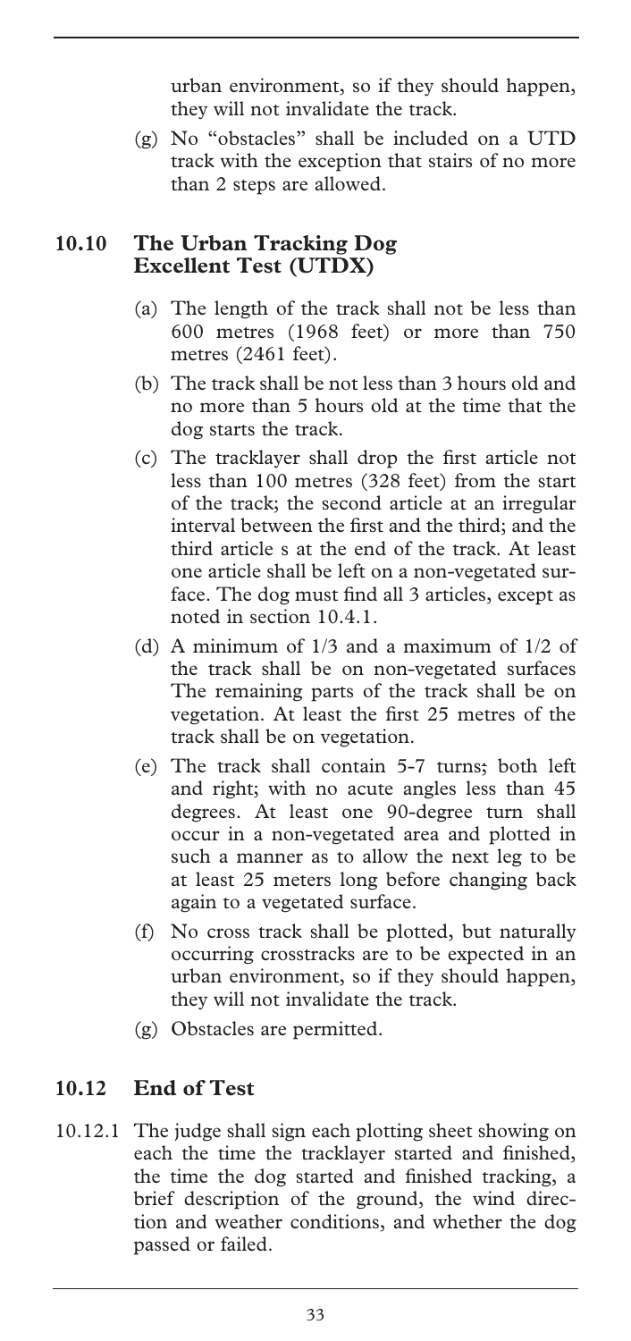urban environment, so if they should happen, they will not invalidate the track.

(g) No "obstacles" shall be included on a UTD track with the exception that stairs of no more than 2 steps are allowed.

## 10.10 The Urban Tracking Dog Excellent Test (UTDX)

(a) The length of the track shall not be less than 600 metres (1968 feet) or more than 750 metres (2461 feet).

(b) The track shall be not less than 3 hours old and no more than 5 hours old at the time that the dog starts the track.

(c) The tracklayer shall drop the first article not less than 100 metres (328 feet) from the start of the track; the second article at an irregular interval between the first and the third; and the third article s at the end of the track. At least one article shall be left on a non-vegetated surface. The dog must find all 3 articles, except as noted in section 10.4.1.

(d) A minimum of 1/3 and a maximum of 1/2 of the track shall be on non-vegetated surfaces The remaining parts of the track shall be on vegetation. At least the first 25 metres of the track shall be on vegetation.

(e) The track shall contain 5-7 turns; both left and right; with no acute angles less than 45 degrees. At least one 90-degree turn shall occur in a non-vegetated area and plotted in such a manner as to allow the next leg to be at least 25 meters long before changing back again to a vegetated surface.

(f) No cross track shall be plotted, but naturally occurring crosstracks are to be expected in an urban environment, so if they should happen, they will not invalidate the track.

(g) Obstacles are permitted.

## 10.12 End of Test

10.12.1 The judge shall sign each plotting sheet showing on each the time the tracklayer started and finished, the time the dog started and finished tracking, a brief description of the ground, the wind direction and weather conditions, and whether the dog passed or failed.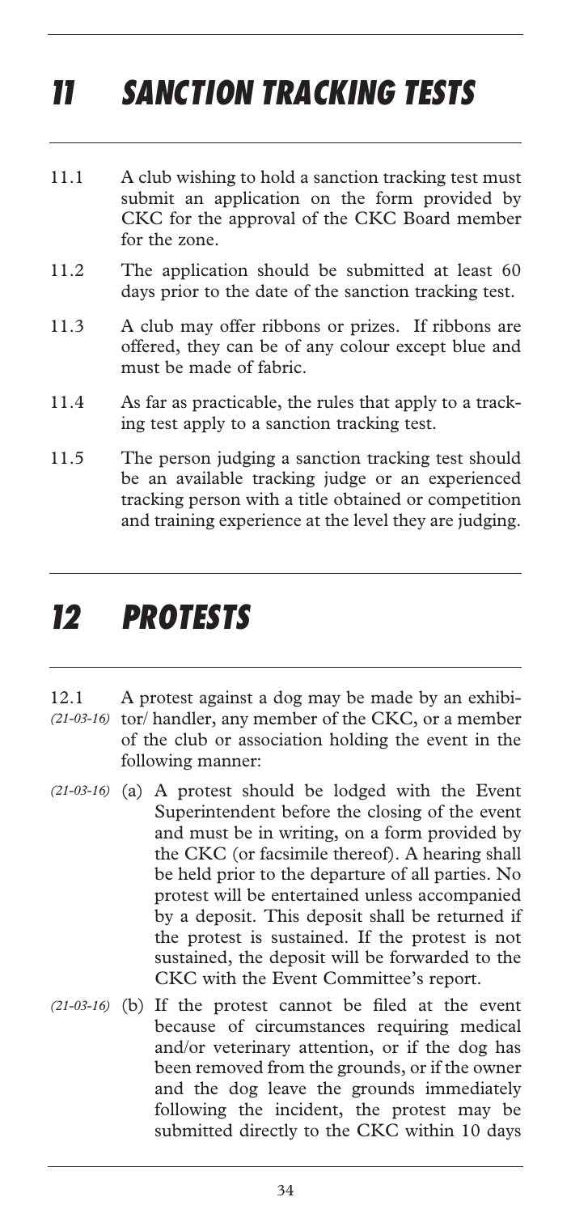# 11 SANCTION TRACKING TESTS

11.1 A club wishing to hold a sanction tracking test must submit an application on the form provided by CKC for the approval of the CKC Board member for the zone.

11.2 The application should be submitted at least 60 days prior to the date of the sanction tracking test.

11.3 A club may offer ribbons or prizes. If ribbons are offered, they can be of any colour except blue and must be made of fabric.

11.4 As far as practicable, the rules that apply to a tracking test apply to a sanction tracking test.

11.5 The person judging a sanction tracking test should be an available tracking judge or an experienced tracking person with a title obtained or competition and training experience at the level they are judging.

# 12 PROTESTS

12.1 *(21-03-16)* A protest against a dog may be made by an exhibitor/ handler, any member of the CKC, or a member of the club or association holding the event in the following manner:

*(21-03-16)* (a) A protest should be lodged with the Event Superintendent before the closing of the event and must be in writing, on a form provided by the CKC (or facsimile thereof). A hearing shall be held prior to the departure of all parties. No protest will be entertained unless accompanied by a deposit. This deposit shall be returned if the protest is sustained. If the protest is not sustained, the deposit will be forwarded to the CKC with the Event Committee's report.

*(21-03-16)* (b) If the protest cannot be filed at the event because of circumstances requiring medical and/or veterinary attention, or if the dog has been removed from the grounds, or if the owner and the dog leave the grounds immediately following the incident, the protest may be submitted directly to the CKC within 10 days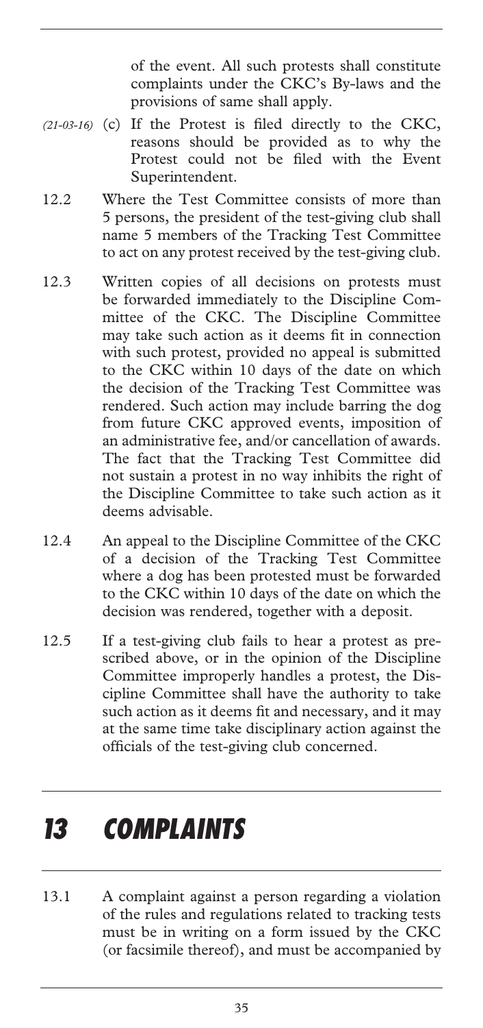of the event. All such protests shall constitute complaints under the CKC's By-laws and the provisions of same shall apply.

*(21-03-16)* (c) If the Protest is filed directly to the CKC, reasons should be provided as to why the Protest could not be filed with the Event Superintendent.

12.2 Where the Test Committee consists of more than 5 persons, the president of the test-giving club shall name 5 members of the Tracking Test Committee to act on any protest received by the test-giving club.

12.3 Written copies of all decisions on protests must be forwarded immediately to the Discipline Committee of the CKC. The Discipline Committee may take such action as it deems fit in connection with such protest, provided no appeal is submitted to the CKC within 10 days of the date on which the decision of the Tracking Test Committee was rendered. Such action may include barring the dog from future CKC approved events, imposition of an administrative fee, and/or cancellation of awards. The fact that the Tracking Test Committee did not sustain a protest in no way inhibits the right of the Discipline Committee to take such action as it deems advisable.

12.4 An appeal to the Discipline Committee of the CKC of a decision of the Tracking Test Committee where a dog has been protested must be forwarded to the CKC within 10 days of the date on which the decision was rendered, together with a deposit.

12.5 If a test-giving club fails to hear a protest as prescribed above, or in the opinion of the Discipline Committee improperly handles a protest, the Discipline Committee shall have the authority to take such action as it deems fit and necessary, and it may at the same time take disciplinary action against the officials of the test-giving club concerned.

# 13 COMPLAINTS

13.1 A complaint against a person regarding a violation of the rules and regulations related to tracking tests must be in writing on a form issued by the CKC (or facsimile thereof), and must be accompanied by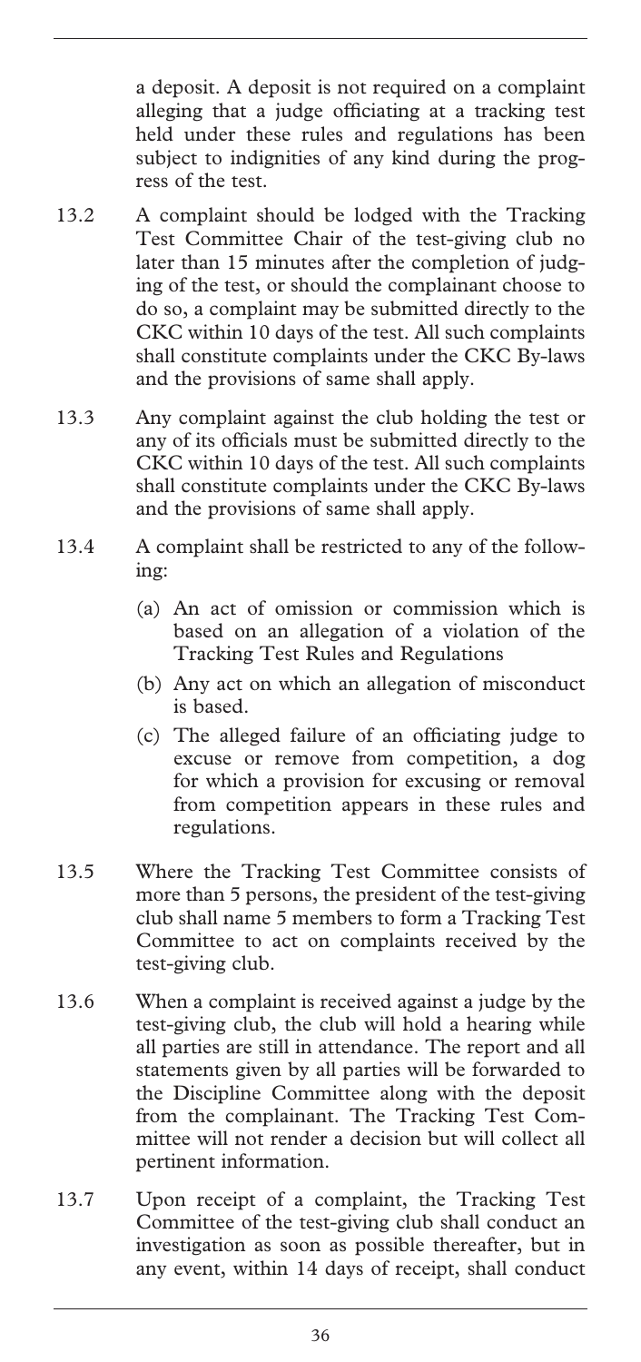a deposit. A deposit is not required on a complaint alleging that a judge officiating at a tracking test held under these rules and regulations has been subject to indignities of any kind during the progress of the test.

13.2 A complaint should be lodged with the Tracking Test Committee Chair of the test-giving club no later than 15 minutes after the completion of judging of the test, or should the complainant choose to do so, a complaint may be submitted directly to the CKC within 10 days of the test. All such complaints shall constitute complaints under the CKC By-laws and the provisions of same shall apply.

13.3 Any complaint against the club holding the test or any of its officials must be submitted directly to the CKC within 10 days of the test. All such complaints shall constitute complaints under the CKC By-laws and the provisions of same shall apply.

13.4 A complaint shall be restricted to any of the following:

(a) An act of omission or commission which is based on an allegation of a violation of the Tracking Test Rules and Regulations

(b) Any act on which an allegation of misconduct is based.

(c) The alleged failure of an officiating judge to excuse or remove from competition, a dog for which a provision for excusing or removal from competition appears in these rules and regulations.

13.5 Where the Tracking Test Committee consists of more than 5 persons, the president of the test-giving club shall name 5 members to form a Tracking Test Committee to act on complaints received by the test-giving club.

13.6 When a complaint is received against a judge by the test-giving club, the club will hold a hearing while all parties are still in attendance. The report and all statements given by all parties will be forwarded to the Discipline Committee along with the deposit from the complainant. The Tracking Test Committee will not render a decision but will collect all pertinent information.

13.7 Upon receipt of a complaint, the Tracking Test Committee of the test-giving club shall conduct an investigation as soon as possible thereafter, but in any event, within 14 days of receipt, shall conduct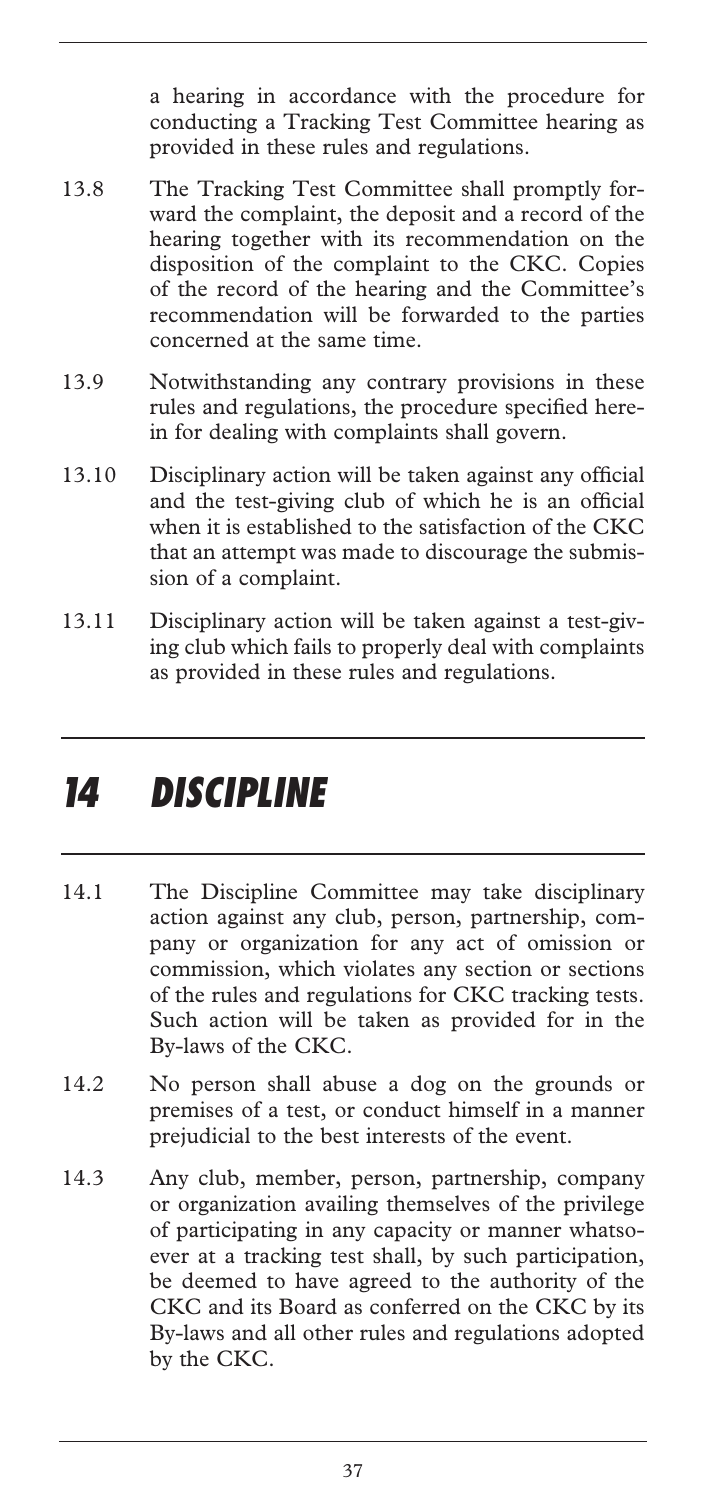a hearing in accordance with the procedure for conducting a Tracking Test Committee hearing as provided in these rules and regulations.

13.8 The Tracking Test Committee shall promptly forward the complaint, the deposit and a record of the hearing together with its recommendation on the disposition of the complaint to the CKC. Copies of the record of the hearing and the Committee's recommendation will be forwarded to the parties concerned at the same time.

13.9 Notwithstanding any contrary provisions in these rules and regulations, the procedure specified herein for dealing with complaints shall govern.

13.10 Disciplinary action will be taken against any official and the test-giving club of which he is an official when it is established to the satisfaction of the CKC that an attempt was made to discourage the submission of a complaint.

13.11 Disciplinary action will be taken against a test-giving club which fails to properly deal with complaints as provided in these rules and regulations.

# *14 DISCIPLINE*

14.1 The Discipline Committee may take disciplinary action against any club, person, partnership, company or organization for any act of omission or commission, which violates any section or sections of the rules and regulations for CKC tracking tests. Such action will be taken as provided for in the By-laws of the CKC.

14.2 No person shall abuse a dog on the grounds or premises of a test, or conduct himself in a manner prejudicial to the best interests of the event.

14.3 Any club, member, person, partnership, company or organization availing themselves of the privilege of participating in any capacity or manner whatsoever at a tracking test shall, by such participation, be deemed to have agreed to the authority of the CKC and its Board as conferred on the CKC by its By-laws and all other rules and regulations adopted by the CKC.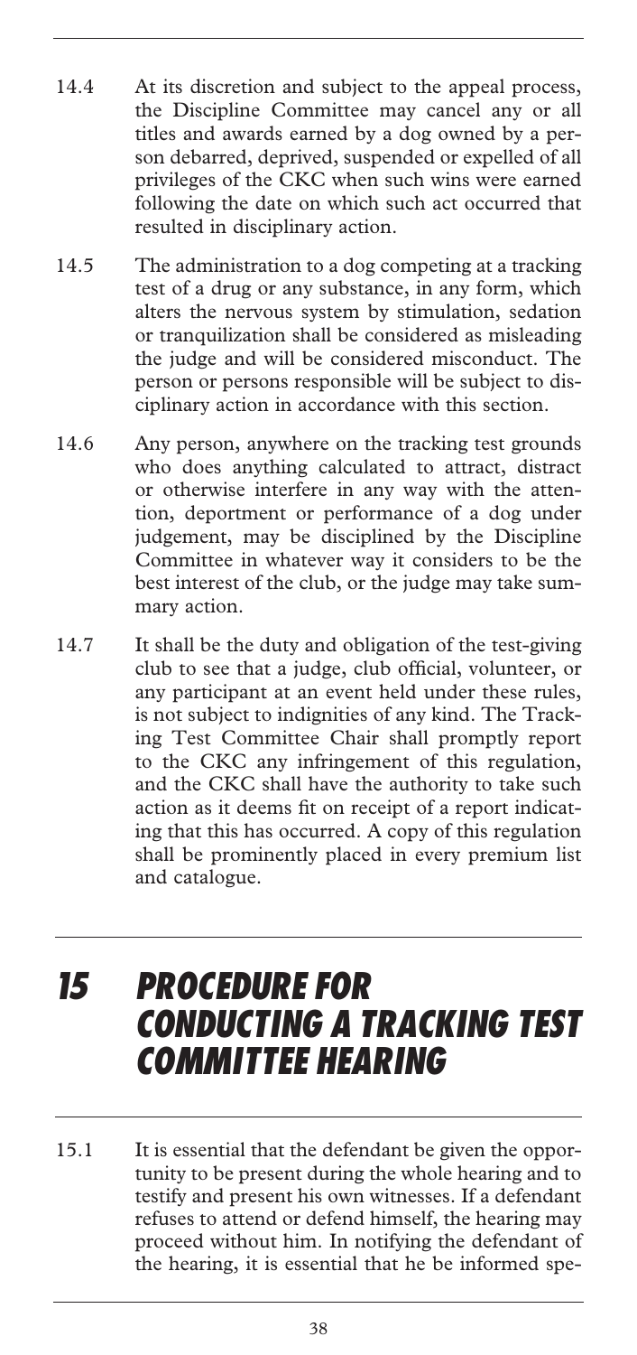14.4 At its discretion and subject to the appeal process, the Discipline Committee may cancel any or all titles and awards earned by a dog owned by a person debarred, deprived, suspended or expelled of all privileges of the CKC when such wins were earned following the date on which such act occurred that resulted in disciplinary action.

14.5 The administration to a dog competing at a tracking test of a drug or any substance, in any form, which alters the nervous system by stimulation, sedation or tranquilization shall be considered as misleading the judge and will be considered misconduct. The person or persons responsible will be subject to disciplinary action in accordance with this section.

14.6 Any person, anywhere on the tracking test grounds who does anything calculated to attract, distract or otherwise interfere in any way with the attention, deportment or performance of a dog under judgement, may be disciplined by the Discipline Committee in whatever way it considers to be the best interest of the club, or the judge may take summary action.

14.7 It shall be the duty and obligation of the test-giving club to see that a judge, club official, volunteer, or any participant at an event held under these rules, is not subject to indignities of any kind. The Tracking Test Committee Chair shall promptly report to the CKC any infringement of this regulation, and the CKC shall have the authority to take such action as it deems fit on receipt of a report indicating that this has occurred. A copy of this regulation shall be prominently placed in every premium list and catalogue.

# 15 PROCEDURE FOR CONDUCTING A TRACKING TEST COMMITTEE HEARING

15.1 It is essential that the defendant be given the opportunity to be present during the whole hearing and to testify and present his own witnesses. If a defendant refuses to attend or defend himself, the hearing may proceed without him. In notifying the defendant of the hearing, it is essential that he be informed spe-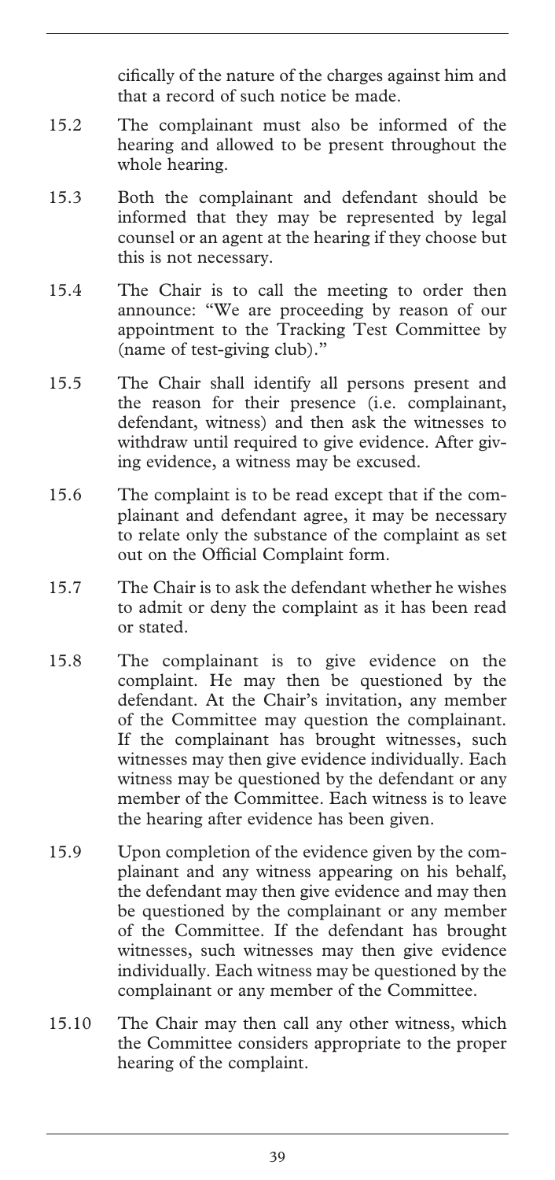cifically of the nature of the charges against him and that a record of such notice be made.

15.2 The complainant must also be informed of the hearing and allowed to be present throughout the whole hearing.

15.3 Both the complainant and defendant should be informed that they may be represented by legal counsel or an agent at the hearing if they choose but this is not necessary.

15.4 The Chair is to call the meeting to order then announce: "We are proceeding by reason of our appointment to the Tracking Test Committee by (name of test-giving club)."

15.5 The Chair shall identify all persons present and the reason for their presence (i.e. complainant, defendant, witness) and then ask the witnesses to withdraw until required to give evidence. After giving evidence, a witness may be excused.

15.6 The complaint is to be read except that if the complainant and defendant agree, it may be necessary to relate only the substance of the complaint as set out on the Official Complaint form.

15.7 The Chair is to ask the defendant whether he wishes to admit or deny the complaint as it has been read or stated.

15.8 The complainant is to give evidence on the complaint. He may then be questioned by the defendant. At the Chair's invitation, any member of the Committee may question the complainant. If the complainant has brought witnesses, such witnesses may then give evidence individually. Each witness may be questioned by the defendant or any member of the Committee. Each witness is to leave the hearing after evidence has been given.

15.9 Upon completion of the evidence given by the complainant and any witness appearing on his behalf, the defendant may then give evidence and may then be questioned by the complainant or any member of the Committee. If the defendant has brought witnesses, such witnesses may then give evidence individually. Each witness may be questioned by the complainant or any member of the Committee.

15.10 The Chair may then call any other witness, which the Committee considers appropriate to the proper hearing of the complaint.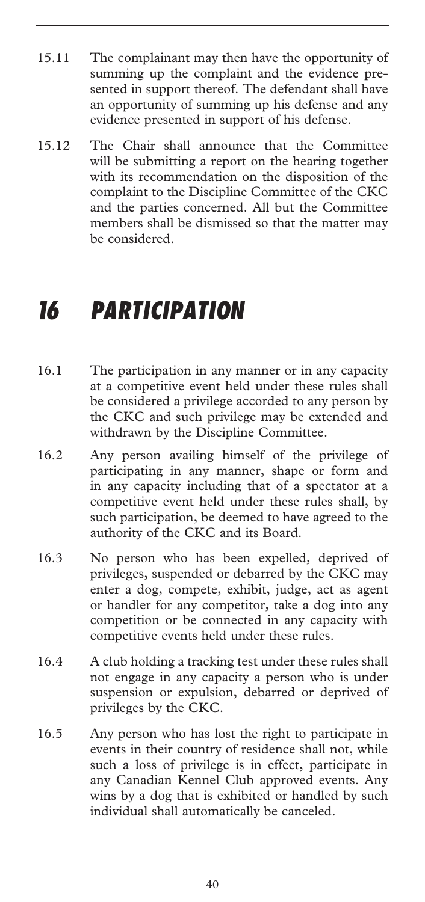15.11 The complainant may then have the opportunity of summing up the complaint and the evidence presented in support thereof. The defendant shall have an opportunity of summing up his defense and any evidence presented in support of his defense.

15.12 The Chair shall announce that the Committee will be submitting a report on the hearing together with its recommendation on the disposition of the complaint to the Discipline Committee of the CKC and the parties concerned. All but the Committee members shall be dismissed so that the matter may be considered.

# 16 PARTICIPATION

16.1 The participation in any manner or in any capacity at a competitive event held under these rules shall be considered a privilege accorded to any person by the CKC and such privilege may be extended and withdrawn by the Discipline Committee.

16.2 Any person availing himself of the privilege of participating in any manner, shape or form and in any capacity including that of a spectator at a competitive event held under these rules shall, by such participation, be deemed to have agreed to the authority of the CKC and its Board.

16.3 No person who has been expelled, deprived of privileges, suspended or debarred by the CKC may enter a dog, compete, exhibit, judge, act as agent or handler for any competitor, take a dog into any competition or be connected in any capacity with competitive events held under these rules.

16.4 A club holding a tracking test under these rules shall not engage in any capacity a person who is under suspension or expulsion, debarred or deprived of privileges by the CKC.

16.5 Any person who has lost the right to participate in events in their country of residence shall not, while such a loss of privilege is in effect, participate in any Canadian Kennel Club approved events. Any wins by a dog that is exhibited or handled by such individual shall automatically be canceled.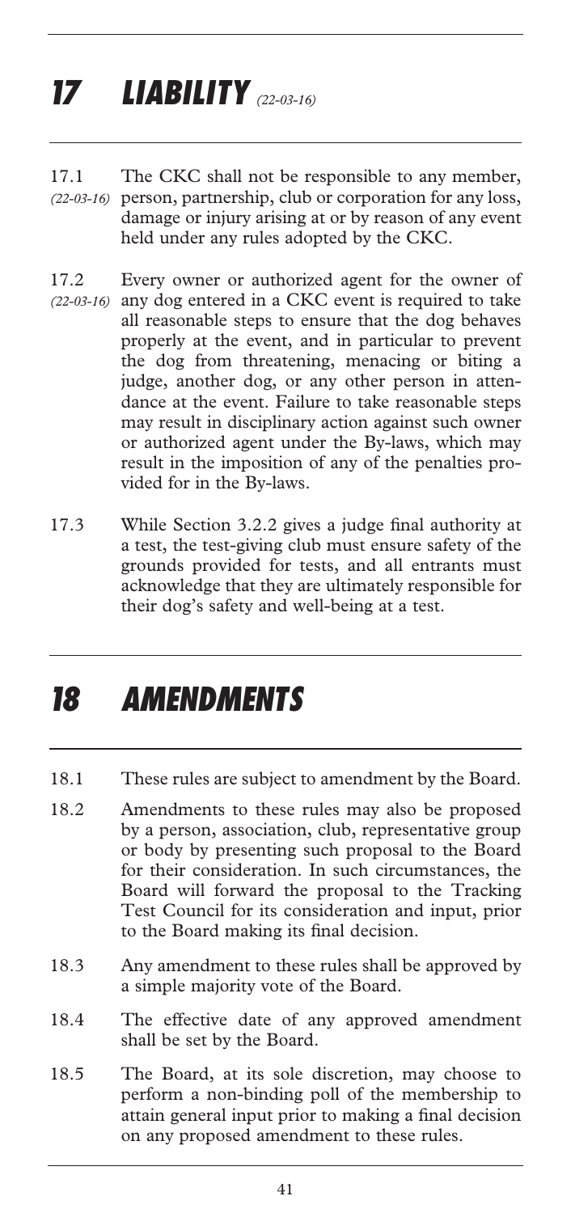# 17 LIABILITY *(22-03-16)*

17.1 *(22-03-16)* The CKC shall not be responsible to any member, person, partnership, club or corporation for any loss, damage or injury arising at or by reason of any event held under any rules adopted by the CKC.

17.2 *(22-03-16)* Every owner or authorized agent for the owner of any dog entered in a CKC event is required to take all reasonable steps to ensure that the dog behaves properly at the event, and in particular to prevent the dog from threatening, menacing or biting a judge, another dog, or any other person in attendance at the event. Failure to take reasonable steps may result in disciplinary action against such owner or authorized agent under the By-laws, which may result in the imposition of any of the penalties provided for in the By-laws.

17.3 While Section 3.2.2 gives a judge final authority at a test, the test-giving club must ensure safety of the grounds provided for tests, and all entrants must acknowledge that they are ultimately responsible for their dog's safety and well-being at a test.

# 18 AMENDMENTS

18.1 These rules are subject to amendment by the Board.

18.2 Amendments to these rules may also be proposed by a person, association, club, representative group or body by presenting such proposal to the Board for their consideration. In such circumstances, the Board will forward the proposal to the Tracking Test Council for its consideration and input, prior to the Board making its final decision.

18.3 Any amendment to these rules shall be approved by a simple majority vote of the Board.

18.4 The effective date of any approved amendment shall be set by the Board.

18.5 The Board, at its sole discretion, may choose to perform a non-binding poll of the membership to attain general input prior to making a final decision on any proposed amendment to these rules.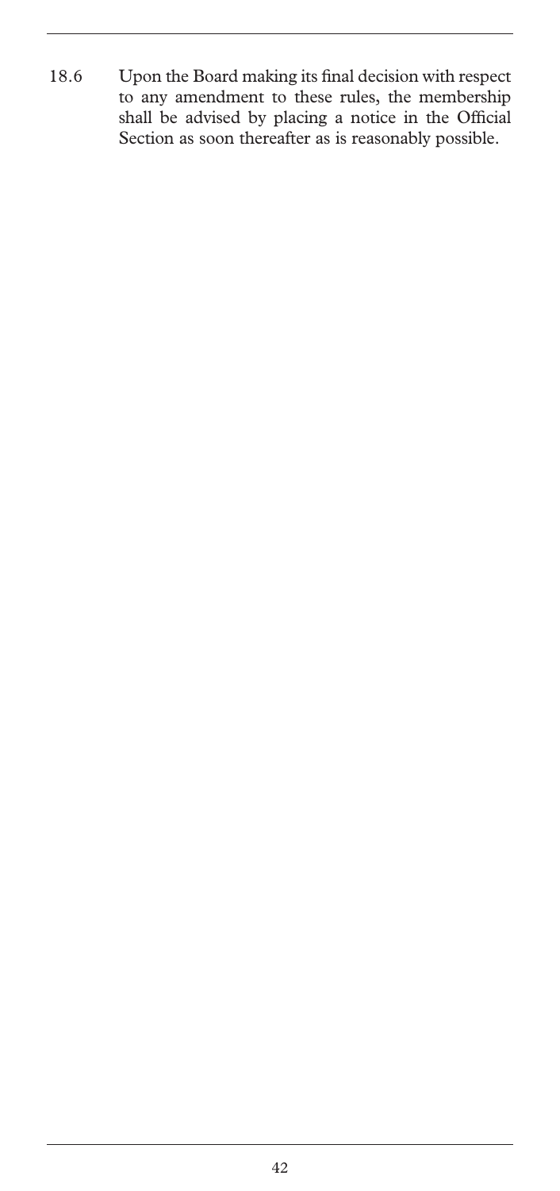18.6 Upon the Board making its final decision with respect to any amendment to these rules, the membership shall be advised by placing a notice in the Official Section as soon thereafter as is reasonably possible.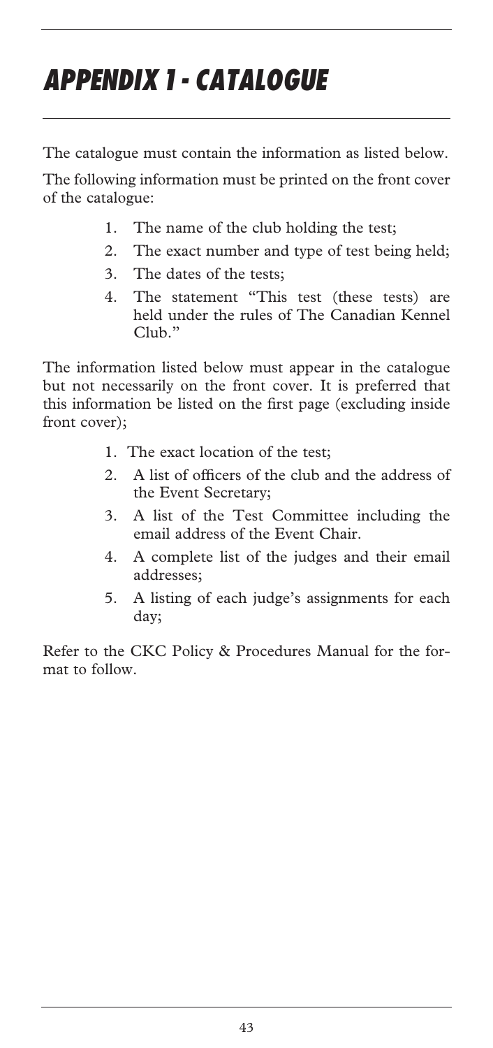# APPENDIX 1 - CATALOGUE

The catalogue must contain the information as listed below.

The following information must be printed on the front cover of the catalogue:

1. The name of the club holding the test;
2. The exact number and type of test being held;
3. The dates of the tests;
4. The statement "This test (these tests) are held under the rules of The Canadian Kennel Club."

The information listed below must appear in the catalogue but not necessarily on the front cover. It is preferred that this information be listed on the first page (excluding inside front cover);

1. The exact location of the test;
2. A list of officers of the club and the address of the Event Secretary;
3. A list of the Test Committee including the email address of the Event Chair.
4. A complete list of the judges and their email addresses;
5. A listing of each judge's assignments for each day;

Refer to the CKC Policy & Procedures Manual for the format to follow.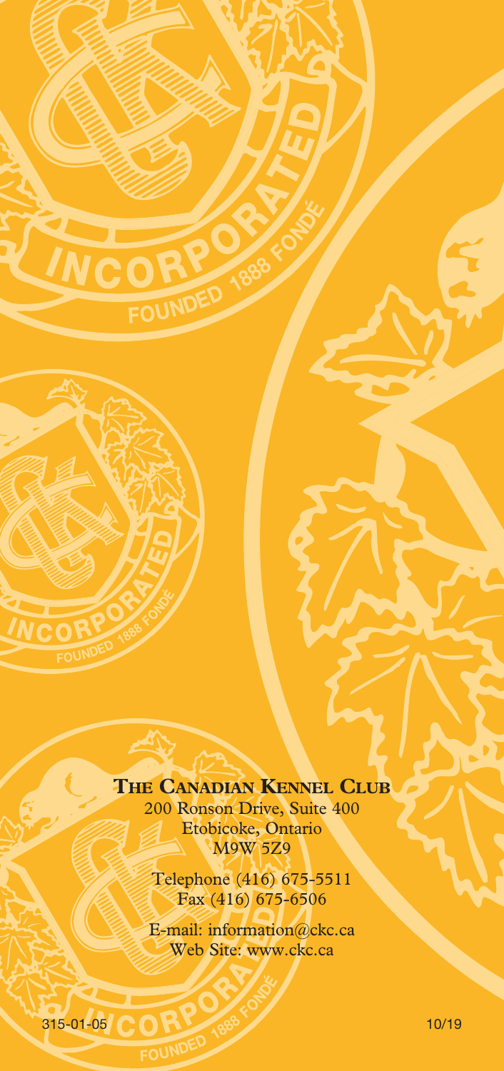**THE CANADIAN KENNEL CLUB**

200 Ronson Drive, Suite 400
Etobicoke, Ontario
M9W 5Z9

Telephone (416) 675-5511
Fax (416) 675-6506

E-mail: information@ckc.ca
Web Site: www.ckc.ca

315-01-05 10/19